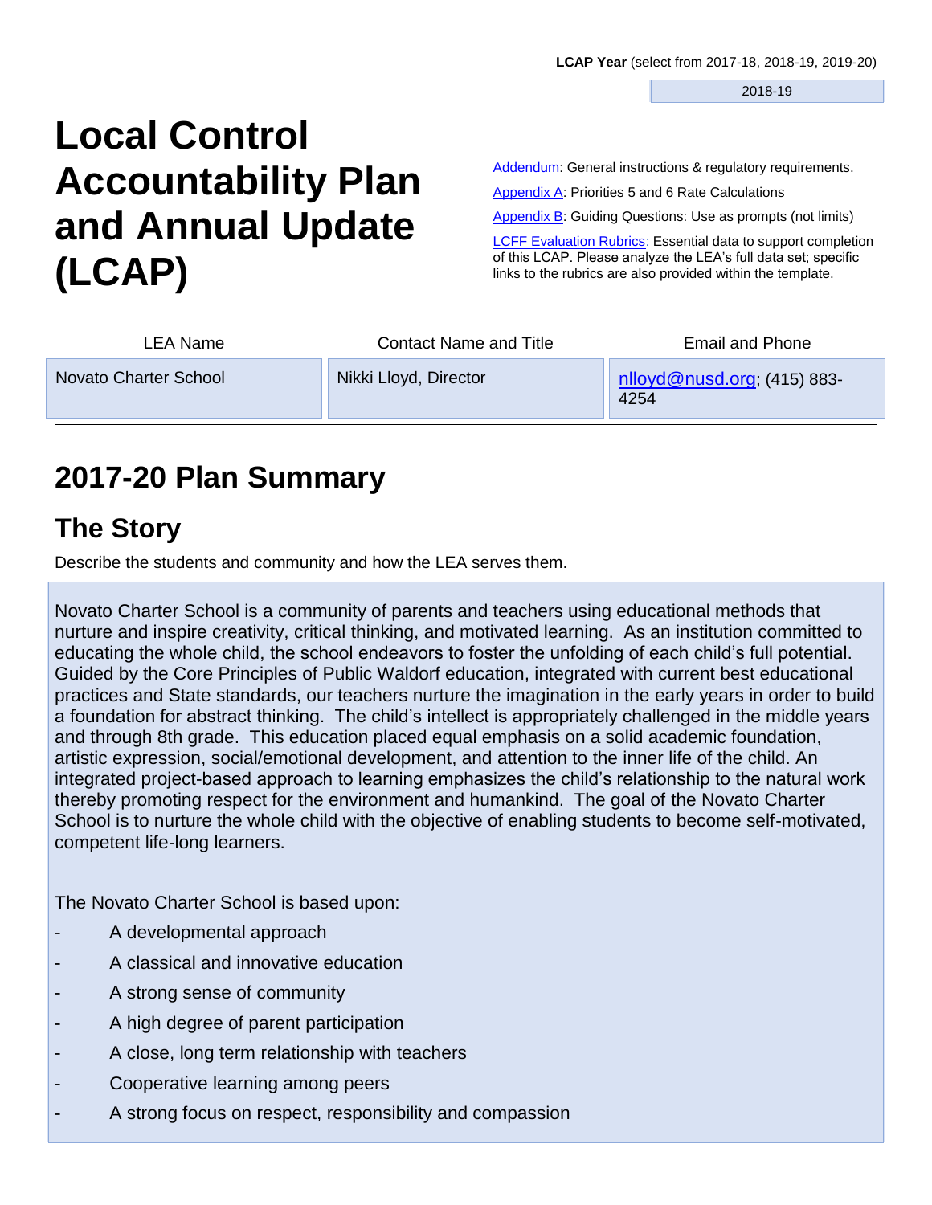**LCAP Year** (select from 2017-18, 2018-19, 2019-20)

2018-19

# Local Control Accountability Plan and Annual Update (LCAP)

Addendum: General instructions & regulatory requirements.

Appendix A: Priorities 5 and 6 Rate Calculations

Appendix B: Guiding Questions: Use as prompts (not limits)

LCFF Evaluation Rubrics: Essential data to support completion of this LCAP. Please analyze the LEA's full data set; specific links to the rubrics are also provided within the template.

| LEA Name | Contact Name and Title | Email and Phone |
|---|---|---|
| Novato Charter School | Nikki Lloyd, Director | nlloyd@nusd.org; (415) 883-4254 |

# 2017-20 Plan Summary

## The Story

Describe the students and community and how the LEA serves them.

Novato Charter School is a community of parents and teachers using educational methods that nurture and inspire creativity, critical thinking, and motivated learning. As an institution committed to educating the whole child, the school endeavors to foster the unfolding of each child's full potential. Guided by the Core Principles of Public Waldorf education, integrated with current best educational practices and State standards, our teachers nurture the imagination in the early years in order to build a foundation for abstract thinking. The child's intellect is appropriately challenged in the middle years and through 8th grade. This education placed equal emphasis on a solid academic foundation, artistic expression, social/emotional development, and attention to the inner life of the child. An integrated project-based approach to learning emphasizes the child's relationship to the natural work thereby promoting respect for the environment and humankind. The goal of the Novato Charter School is to nurture the whole child with the objective of enabling students to become self-motivated, competent life-long learners.

The Novato Charter School is based upon:

- A developmental approach
- A classical and innovative education
- A strong sense of community
- A high degree of parent participation
- A close, long term relationship with teachers
- Cooperative learning among peers
- A strong focus on respect, responsibility and compassion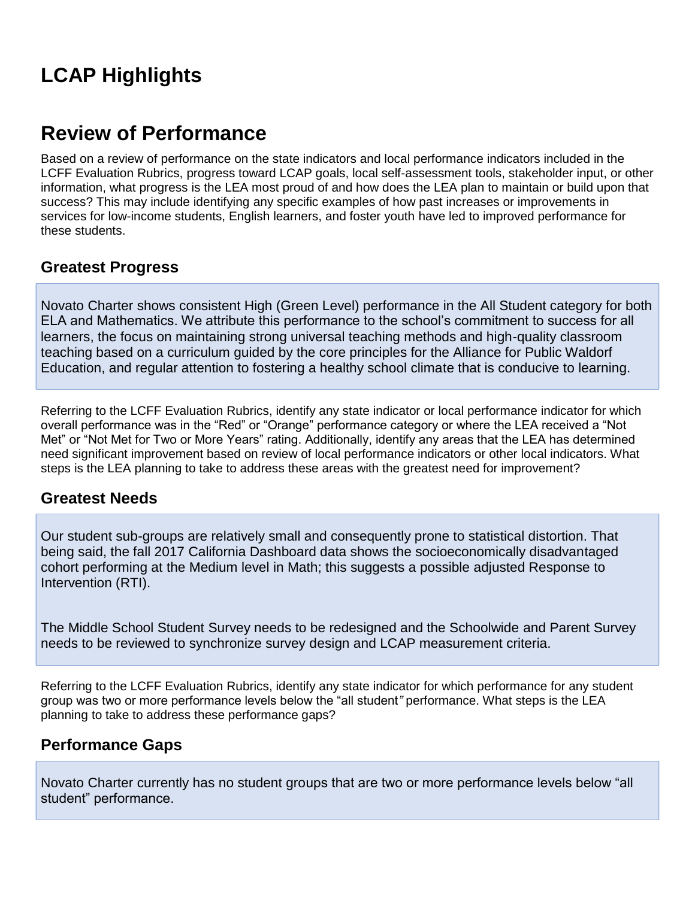# LCAP Highlights

# Review of Performance

Based on a review of performance on the state indicators and local performance indicators included in the LCFF Evaluation Rubrics, progress toward LCAP goals, local self-assessment tools, stakeholder input, or other information, what progress is the LEA most proud of and how does the LEA plan to maintain or build upon that success? This may include identifying any specific examples of how past increases or improvements in services for low-income students, English learners, and foster youth have led to improved performance for these students.

## Greatest Progress

Novato Charter shows consistent High (Green Level) performance in the All Student category for both ELA and Mathematics. We attribute this performance to the school's commitment to success for all learners, the focus on maintaining strong universal teaching methods and high-quality classroom teaching based on a curriculum guided by the core principles for the Alliance for Public Waldorf Education, and regular attention to fostering a healthy school climate that is conducive to learning.

Referring to the LCFF Evaluation Rubrics, identify any state indicator or local performance indicator for which overall performance was in the "Red" or "Orange" performance category or where the LEA received a "Not Met" or "Not Met for Two or More Years" rating. Additionally, identify any areas that the LEA has determined need significant improvement based on review of local performance indicators or other local indicators. What steps is the LEA planning to take to address these areas with the greatest need for improvement?

## Greatest Needs

Our student sub-groups are relatively small and consequently prone to statistical distortion. That being said, the fall 2017 California Dashboard data shows the socioeconomically disadvantaged cohort performing at the Medium level in Math; this suggests a possible adjusted Response to Intervention (RTI).

The Middle School Student Survey needs to be redesigned and the Schoolwide and Parent Survey needs to be reviewed to synchronize survey design and LCAP measurement criteria.

Referring to the LCFF Evaluation Rubrics, identify any state indicator for which performance for any student group was two or more performance levels below the "all student" performance. What steps is the LEA planning to take to address these performance gaps?

## Performance Gaps

Novato Charter currently has no student groups that are two or more performance levels below "all student" performance.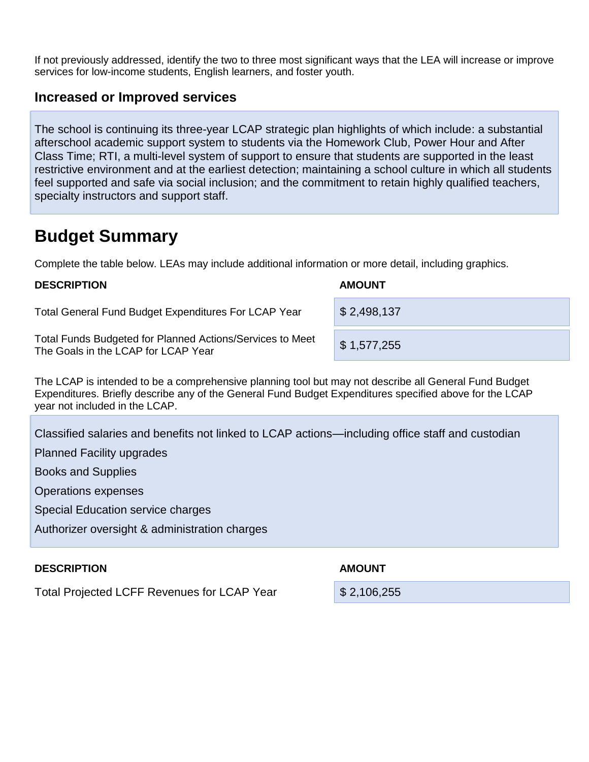If not previously addressed, identify the two to three most significant ways that the LEA will increase or improve services for low-income students, English learners, and foster youth.

### Increased or Improved services

The school is continuing its three-year LCAP strategic plan highlights of which include: a substantial afterschool academic support system to students via the Homework Club, Power Hour and After Class Time; RTI, a multi-level system of support to ensure that students are supported in the least restrictive environment and at the earliest detection; maintaining a school culture in which all students feel supported and safe via social inclusion; and the commitment to retain highly qualified teachers, specialty instructors and support staff.

## Budget Summary

Complete the table below. LEAs may include additional information or more detail, including graphics.

| DESCRIPTION | AMOUNT |
| --- | --- |
| Total General Fund Budget Expenditures For LCAP Year | $ 2,498,137 |
| Total Funds Budgeted for Planned Actions/Services to Meet The Goals in the LCAP for LCAP Year | $ 1,577,255 |

The LCAP is intended to be a comprehensive planning tool but may not describe all General Fund Budget Expenditures. Briefly describe any of the General Fund Budget Expenditures specified above for the LCAP year not included in the LCAP.

Classified salaries and benefits not linked to LCAP actions—including office staff and custodian

Planned Facility upgrades

Books and Supplies

Operations expenses

Special Education service charges

Authorizer oversight & administration charges

| DESCRIPTION | AMOUNT |
| --- | --- |
| Total Projected LCFF Revenues for LCAP Year | $ 2,106,255 |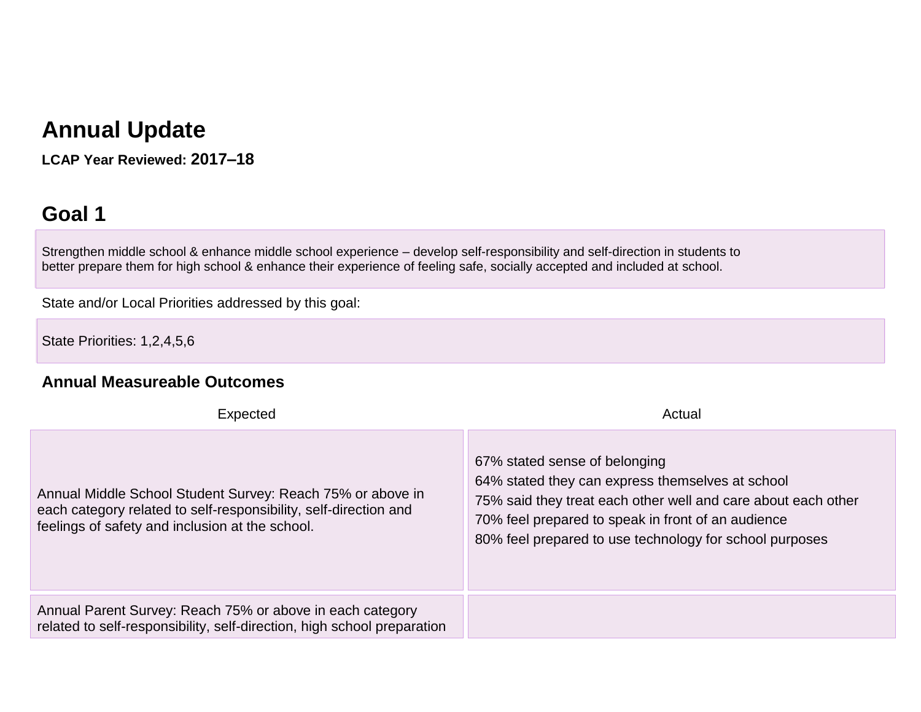# Annual Update

**LCAP Year Reviewed: 2017–18**

## Goal 1

Strengthen middle school & enhance middle school experience – develop self-responsibility and self-direction in students to better prepare them for high school & enhance their experience of feeling safe, socially accepted and included at school.

State and/or Local Priorities addressed by this goal:

State Priorities: 1,2,4,5,6

### Annual Measureable Outcomes

| Expected | Actual |
|---|---|
| Annual Middle School Student Survey: Reach 75% or above in each category related to self-responsibility, self-direction and feelings of safety and inclusion at the school. | 67% stated sense of belonging<br>64% stated they can express themselves at school<br>75% said they treat each other well and care about each other<br>70% feel prepared to speak in front of an audience<br>80% feel prepared to use technology for school purposes |
| Annual Parent Survey: Reach 75% or above in each category related to self-responsibility, self-direction, high school preparation | |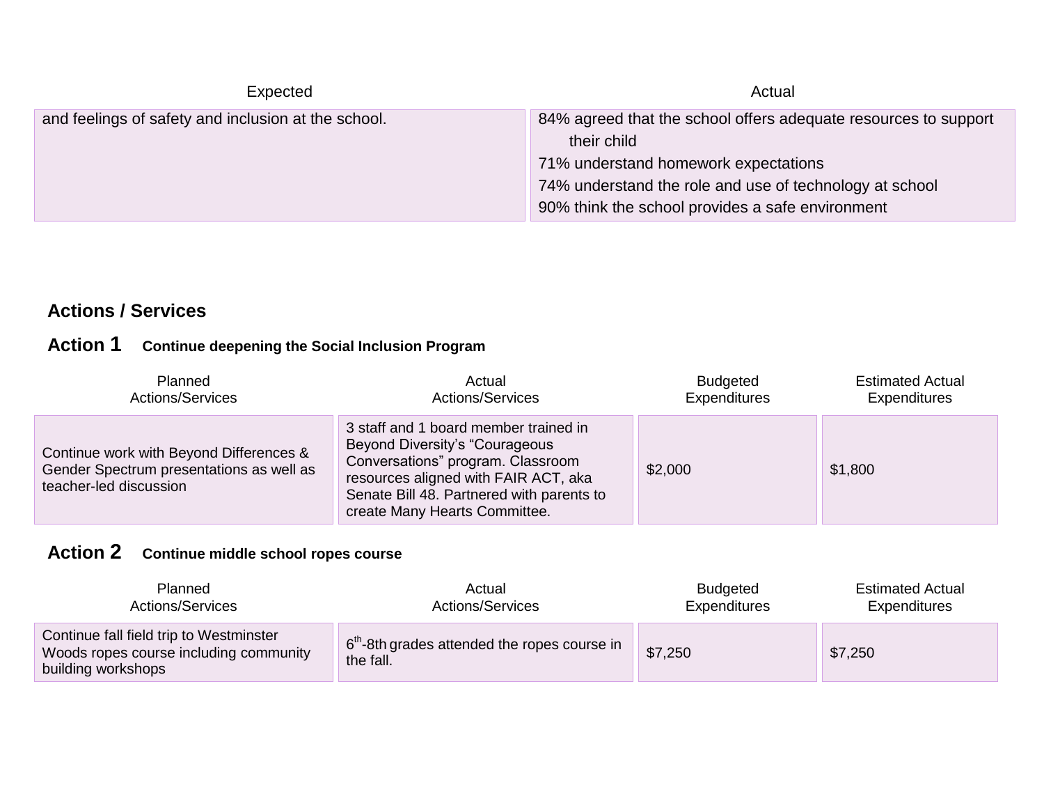| Expected | Actual |
|---|---|
| and feelings of safety and inclusion at the school. | 84% agreed that the school offers adequate resources to support their child<br>71% understand homework expectations<br>74% understand the role and use of technology at school<br>90% think the school provides a safe environment |

## Actions / Services

### Action 1 Continue deepening the Social Inclusion Program

| Planned Actions/Services | Actual Actions/Services | Budgeted Expenditures | Estimated Actual Expenditures |
|---|---|---|---|
| Continue work with Beyond Differences & Gender Spectrum presentations as well as teacher-led discussion | 3 staff and 1 board member trained in Beyond Diversity's "Courageous Conversations" program. Classroom resources aligned with FAIR ACT, aka Senate Bill 48. Partnered with parents to create Many Hearts Committee. | $2,000 | $1,800 |

### Action 2 Continue middle school ropes course

| Planned Actions/Services | Actual Actions/Services | Budgeted Expenditures | Estimated Actual Expenditures |
|---|---|---|---|
| Continue fall field trip to Westminster Woods ropes course including community building workshops | 6th-8th grades attended the ropes course in the fall. | $7,250 | $7,250 |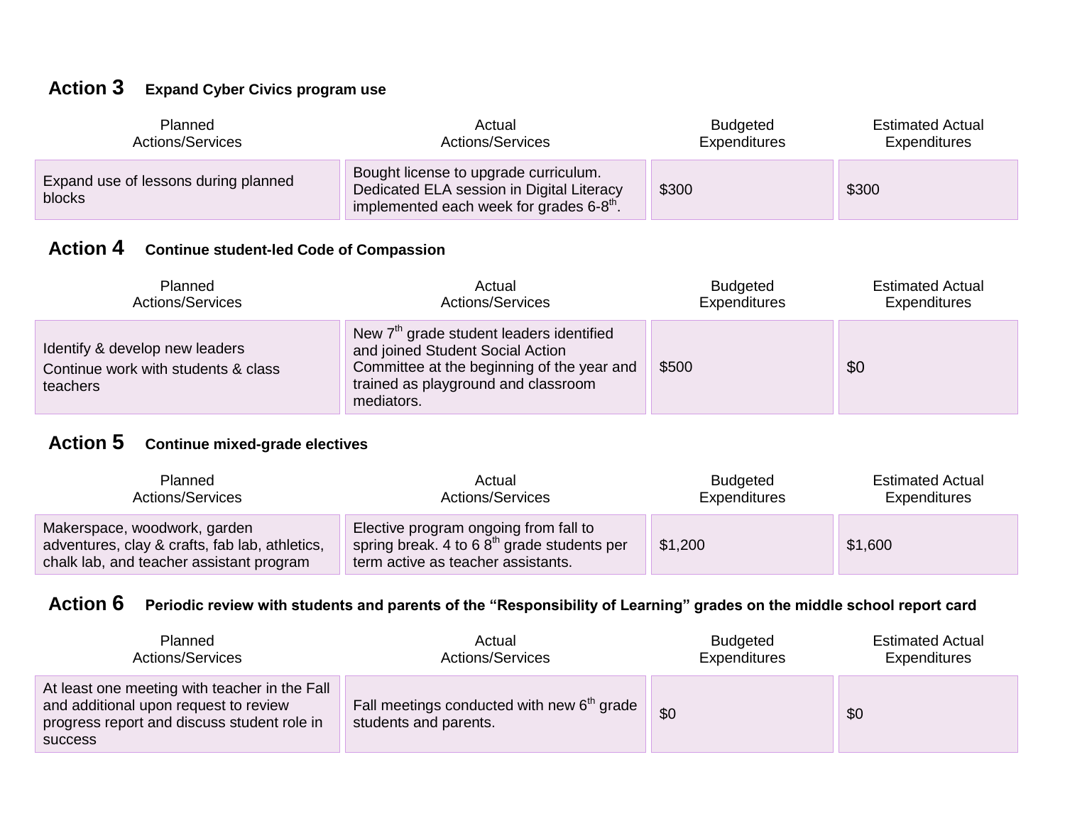### Action 3 Expand Cyber Civics program use

| Planned Actions/Services | Actual Actions/Services | Budgeted Expenditures | Estimated Actual Expenditures |
|---|---|---|---|
| Expand use of lessons during planned blocks | Bought license to upgrade curriculum. Dedicated ELA session in Digital Literacy implemented each week for grades 6-8th. | $300 | $300 |

### Action 4 Continue student-led Code of Compassion

| Planned Actions/Services | Actual Actions/Services | Budgeted Expenditures | Estimated Actual Expenditures |
|---|---|---|---|
| Identify & develop new leaders<br>Continue work with students & class teachers | New 7th grade student leaders identified and joined Student Social Action Committee at the beginning of the year and trained as playground and classroom mediators. | $500 | $0 |

### Action 5 Continue mixed-grade electives

| Planned Actions/Services | Actual Actions/Services | Budgeted Expenditures | Estimated Actual Expenditures |
|---|---|---|---|
| Makerspace, woodwork, garden adventures, clay & crafts, fab lab, athletics, chalk lab, and teacher assistant program | Elective program ongoing from fall to spring break. 4 to 6 8th grade students per term active as teacher assistants. | $1,200 | $1,600 |

### Action 6 Periodic review with students and parents of the "Responsibility of Learning" grades on the middle school report card

| Planned Actions/Services | Actual Actions/Services | Budgeted Expenditures | Estimated Actual Expenditures |
|---|---|---|---|
| At least one meeting with teacher in the Fall and additional upon request to review progress report and discuss student role in success | Fall meetings conducted with new 6th grade students and parents. | $0 | $0 |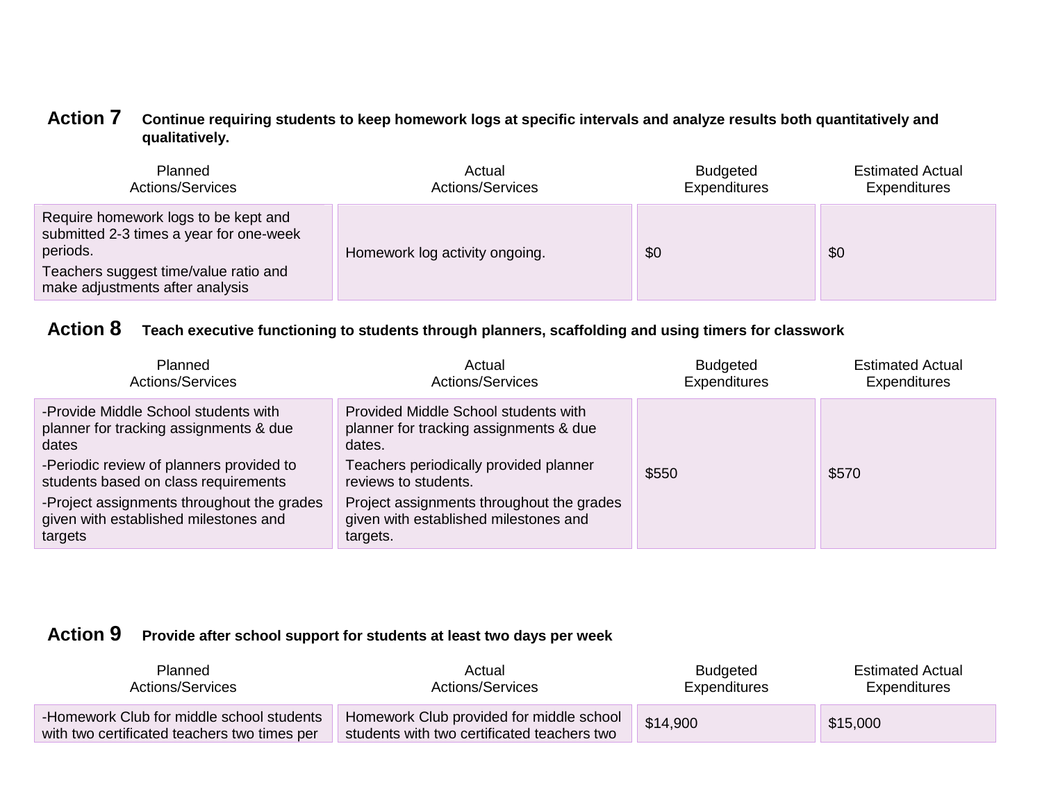**Action 7** **Continue requiring students to keep homework logs at specific intervals and analyze results both quantitatively and qualitatively.**

| Planned Actions/Services | Actual Actions/Services | Budgeted Expenditures | Estimated Actual Expenditures |
|---|---|---|---|
| Require homework logs to be kept and submitted 2-3 times a year for one-week periods. Teachers suggest time/value ratio and make adjustments after analysis | Homework log activity ongoing. | $0 | $0 |

**Action 8** **Teach executive functioning to students through planners, scaffolding and using timers for classwork**

| Planned Actions/Services | Actual Actions/Services | Budgeted Expenditures | Estimated Actual Expenditures |
|---|---|---|---|
| -Provide Middle School students with planner for tracking assignments & due dates<br>-Periodic review of planners provided to students based on class requirements<br>-Project assignments throughout the grades given with established milestones and targets | Provided Middle School students with planner for tracking assignments & due dates.<br>Teachers periodically provided planner reviews to students.<br>Project assignments throughout the grades given with established milestones and targets. | $550 | $570 |

**Action 9** **Provide after school support for students at least two days per week**

| Planned Actions/Services | Actual Actions/Services | Budgeted Expenditures | Estimated Actual Expenditures |
|---|---|---|---|
| -Homework Club for middle school students with two certificated teachers two times per | Homework Club provided for middle school students with two certificated teachers two | $14,900 | $15,000 |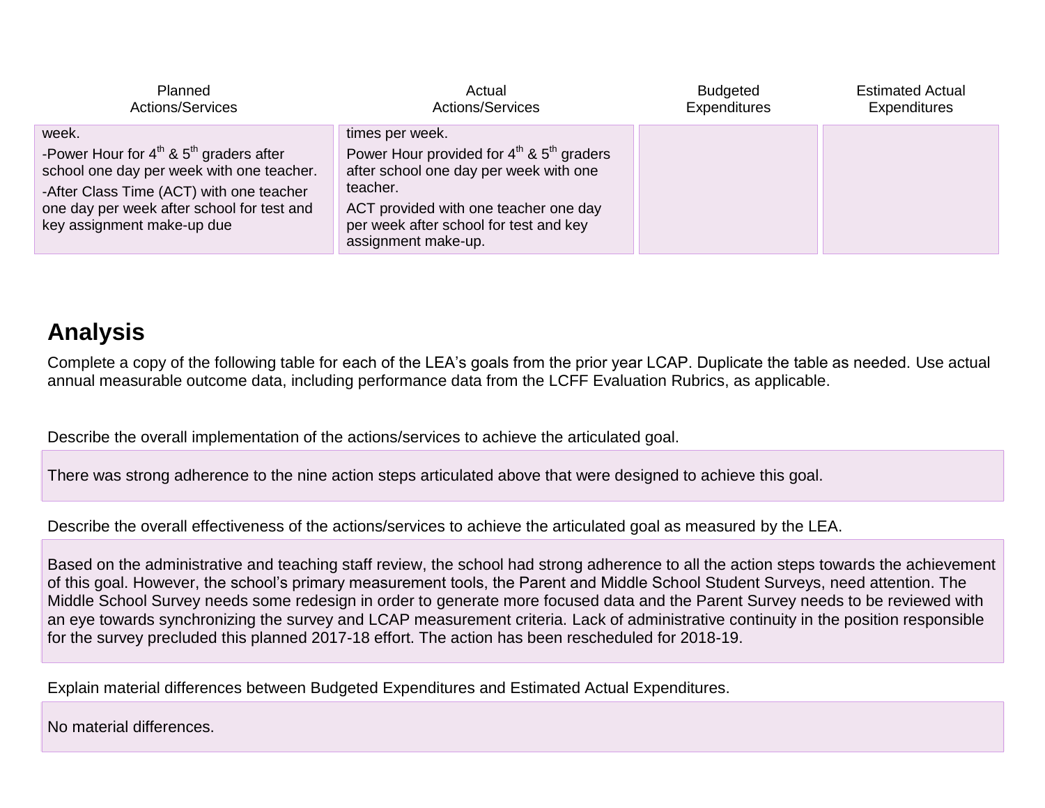| Planned Actions/Services | Actual Actions/Services | Budgeted Expenditures | Estimated Actual Expenditures |
| --- | --- | --- | --- |
| week.<br>-Power Hour for 4th & 5th graders after school one day per week with one teacher.<br>-After Class Time (ACT) with one teacher one day per week after school for test and key assignment make-up due | times per week.<br>Power Hour provided for 4th & 5th graders after school one day per week with one teacher.<br>ACT provided with one teacher one day per week after school for test and key assignment make-up. | | |

## Analysis

Complete a copy of the following table for each of the LEA's goals from the prior year LCAP. Duplicate the table as needed. Use actual annual measurable outcome data, including performance data from the LCFF Evaluation Rubrics, as applicable.

Describe the overall implementation of the actions/services to achieve the articulated goal.

There was strong adherence to the nine action steps articulated above that were designed to achieve this goal.

Describe the overall effectiveness of the actions/services to achieve the articulated goal as measured by the LEA.

Based on the administrative and teaching staff review, the school had strong adherence to all the action steps towards the achievement of this goal. However, the school's primary measurement tools, the Parent and Middle School Student Surveys, need attention. The Middle School Survey needs some redesign in order to generate more focused data and the Parent Survey needs to be reviewed with an eye towards synchronizing the survey and LCAP measurement criteria. Lack of administrative continuity in the position responsible for the survey precluded this planned 2017-18 effort. The action has been rescheduled for 2018-19.

Explain material differences between Budgeted Expenditures and Estimated Actual Expenditures.

No material differences.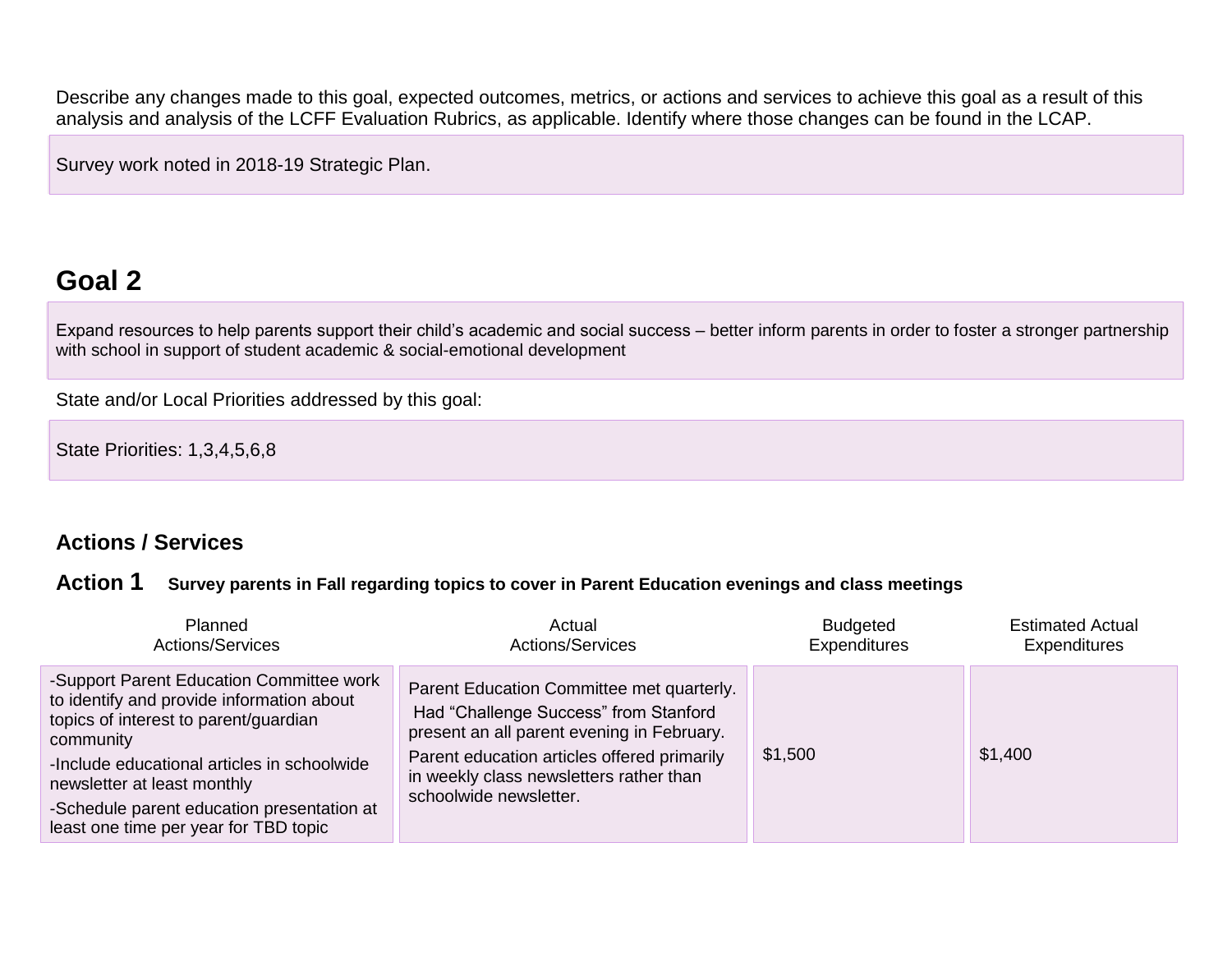Describe any changes made to this goal, expected outcomes, metrics, or actions and services to achieve this goal as a result of this analysis and analysis of the LCFF Evaluation Rubrics, as applicable. Identify where those changes can be found in the LCAP.

Survey work noted in 2018-19 Strategic Plan.

## Goal 2

Expand resources to help parents support their child's academic and social success – better inform parents in order to foster a stronger partnership with school in support of student academic & social-emotional development

State and/or Local Priorities addressed by this goal:

State Priorities: 1,3,4,5,6,8

### Actions / Services

### Action 1 **Survey parents in Fall regarding topics to cover in Parent Education evenings and class meetings**

| Planned Actions/Services | Actual Actions/Services | Budgeted Expenditures | Estimated Actual Expenditures |
| --- | --- | --- | --- |
| -Support Parent Education Committee work to identify and provide information about topics of interest to parent/guardian community<br>-Include educational articles in schoolwide newsletter at least monthly<br>-Schedule parent education presentation at least one time per year for TBD topic | Parent Education Committee met quarterly. Had "Challenge Success" from Stanford present an all parent evening in February.<br>Parent education articles offered primarily in weekly class newsletters rather than schoolwide newsletter. | $1,500 | $1,400 |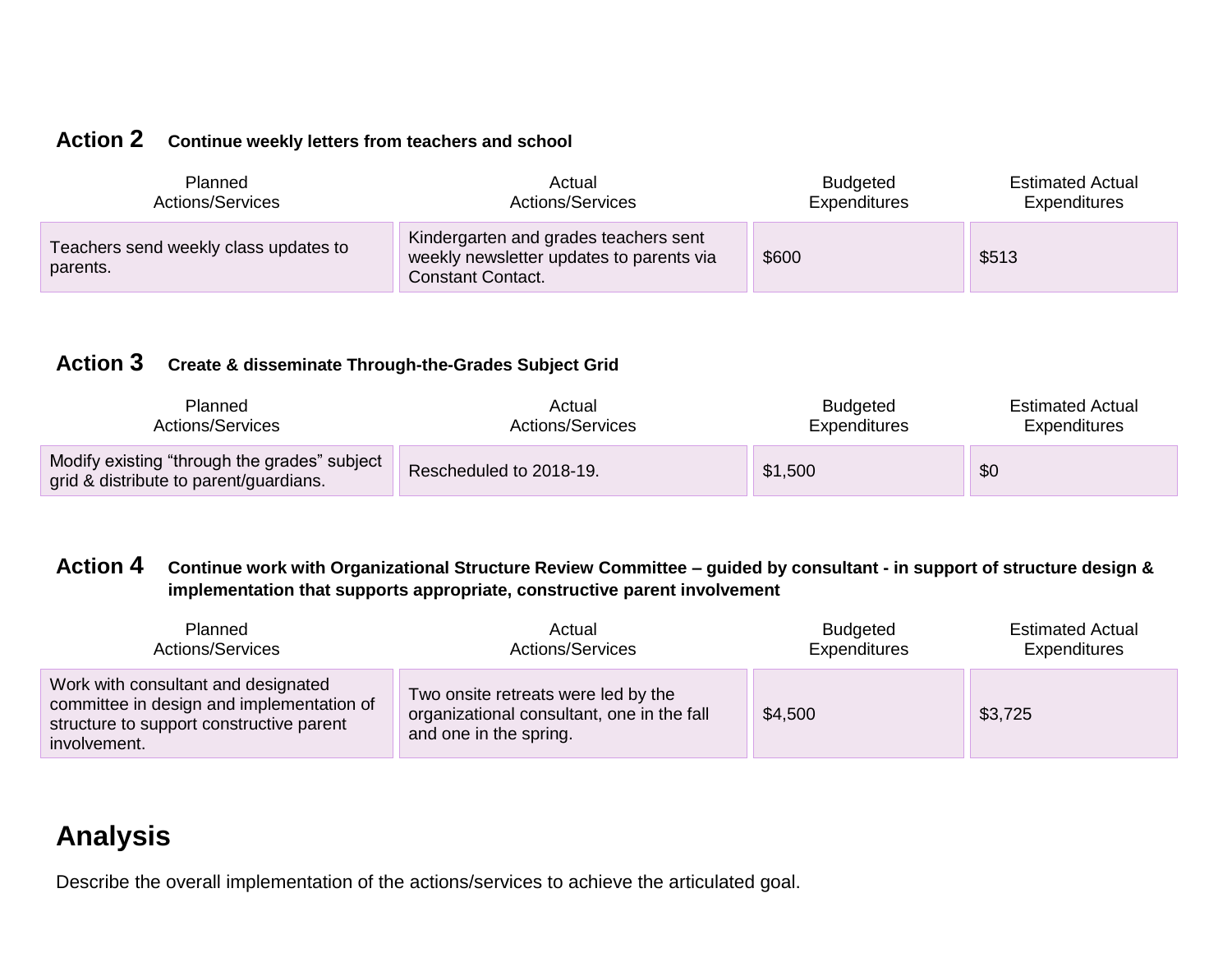### Action 2 Continue weekly letters from teachers and school

| Planned Actions/Services | Actual Actions/Services | Budgeted Expenditures | Estimated Actual Expenditures |
|---|---|---|---|
| Teachers send weekly class updates to parents. | Kindergarten and grades teachers sent weekly newsletter updates to parents via Constant Contact. | $600 | $513 |

### Action 3 Create & disseminate Through-the-Grades Subject Grid

| Planned Actions/Services | Actual Actions/Services | Budgeted Expenditures | Estimated Actual Expenditures |
|---|---|---|---|
| Modify existing "through the grades" subject grid & distribute to parent/guardians. | Rescheduled to 2018-19. | $1,500 | $0 |

### Action 4 Continue work with Organizational Structure Review Committee – guided by consultant - in support of structure design & implementation that supports appropriate, constructive parent involvement

| Planned Actions/Services | Actual Actions/Services | Budgeted Expenditures | Estimated Actual Expenditures |
|---|---|---|---|
| Work with consultant and designated committee in design and implementation of structure to support constructive parent involvement. | Two onsite retreats were led by the organizational consultant, one in the fall and one in the spring. | $4,500 | $3,725 |

## Analysis

Describe the overall implementation of the actions/services to achieve the articulated goal.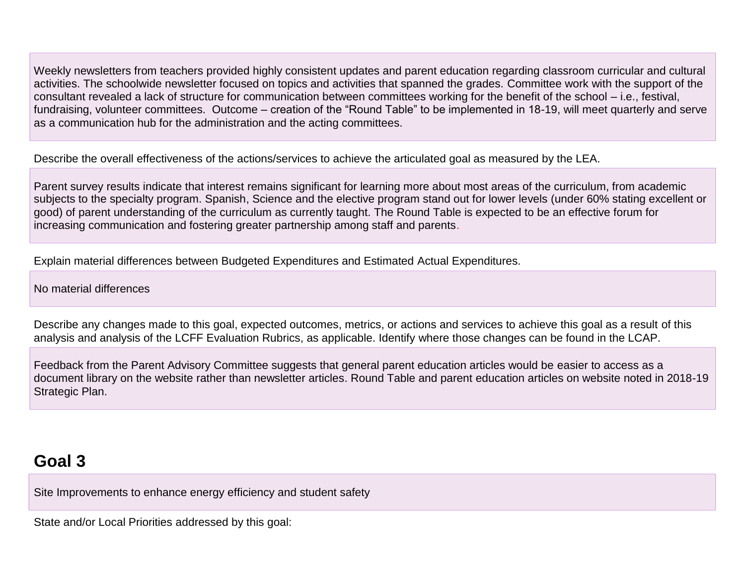Weekly newsletters from teachers provided highly consistent updates and parent education regarding classroom curricular and cultural activities. The schoolwide newsletter focused on topics and activities that spanned the grades. Committee work with the support of the consultant revealed a lack of structure for communication between committees working for the benefit of the school – i.e., festival, fundraising, volunteer committees. Outcome – creation of the "Round Table" to be implemented in 18-19, will meet quarterly and serve as a communication hub for the administration and the acting committees.

Describe the overall effectiveness of the actions/services to achieve the articulated goal as measured by the LEA.

Parent survey results indicate that interest remains significant for learning more about most areas of the curriculum, from academic subjects to the specialty program. Spanish, Science and the elective program stand out for lower levels (under 60% stating excellent or good) of parent understanding of the curriculum as currently taught. The Round Table is expected to be an effective forum for increasing communication and fostering greater partnership among staff and parents.

Explain material differences between Budgeted Expenditures and Estimated Actual Expenditures.

No material differences

Describe any changes made to this goal, expected outcomes, metrics, or actions and services to achieve this goal as a result of this analysis and analysis of the LCFF Evaluation Rubrics, as applicable. Identify where those changes can be found in the LCAP.

Feedback from the Parent Advisory Committee suggests that general parent education articles would be easier to access as a document library on the website rather than newsletter articles. Round Table and parent education articles on website noted in 2018-19 Strategic Plan.

## Goal 3

Site Improvements to enhance energy efficiency and student safety

State and/or Local Priorities addressed by this goal: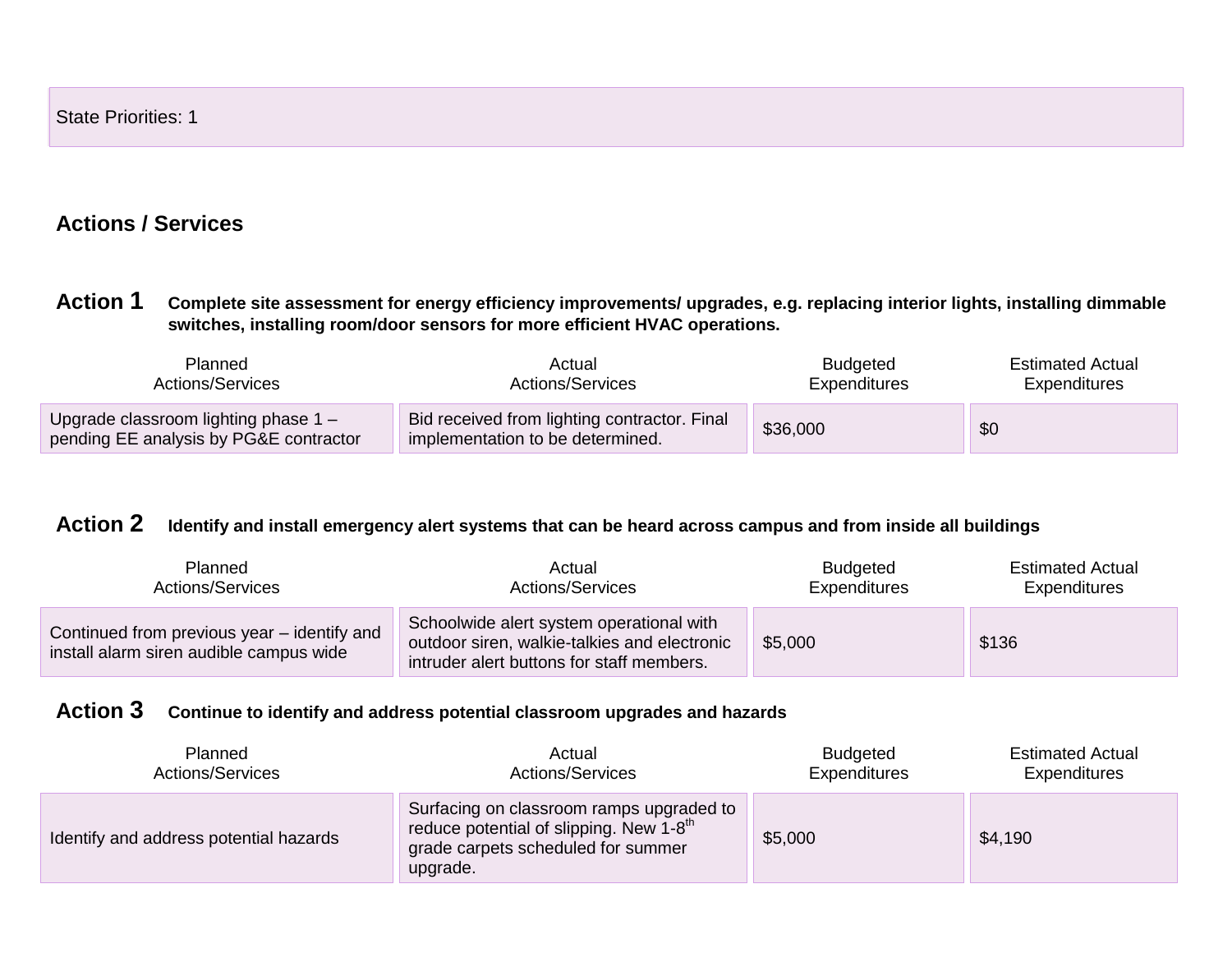State Priorities: 1

## Actions / Services

### Action 1 **Complete site assessment for energy efficiency improvements/ upgrades, e.g. replacing interior lights, installing dimmable switches, installing room/door sensors for more efficient HVAC operations.**

| Planned Actions/Services | Actual Actions/Services | Budgeted Expenditures | Estimated Actual Expenditures |
|---|---|---|---|
| Upgrade classroom lighting phase 1 – pending EE analysis by PG&E contractor | Bid received from lighting contractor. Final implementation to be determined. | $36,000 | $0 |

### Action 2 **Identify and install emergency alert systems that can be heard across campus and from inside all buildings**

| Planned Actions/Services | Actual Actions/Services | Budgeted Expenditures | Estimated Actual Expenditures |
|---|---|---|---|
| Continued from previous year – identify and install alarm siren audible campus wide | Schoolwide alert system operational with outdoor siren, walkie-talkies and electronic intruder alert buttons for staff members. | $5,000 | $136 |

### Action 3 **Continue to identify and address potential classroom upgrades and hazards**

| Planned Actions/Services | Actual Actions/Services | Budgeted Expenditures | Estimated Actual Expenditures |
|---|---|---|---|
| Identify and address potential hazards | Surfacing on classroom ramps upgraded to reduce potential of slipping. New 1-8th grade carpets scheduled for summer upgrade. | $5,000 | $4,190 |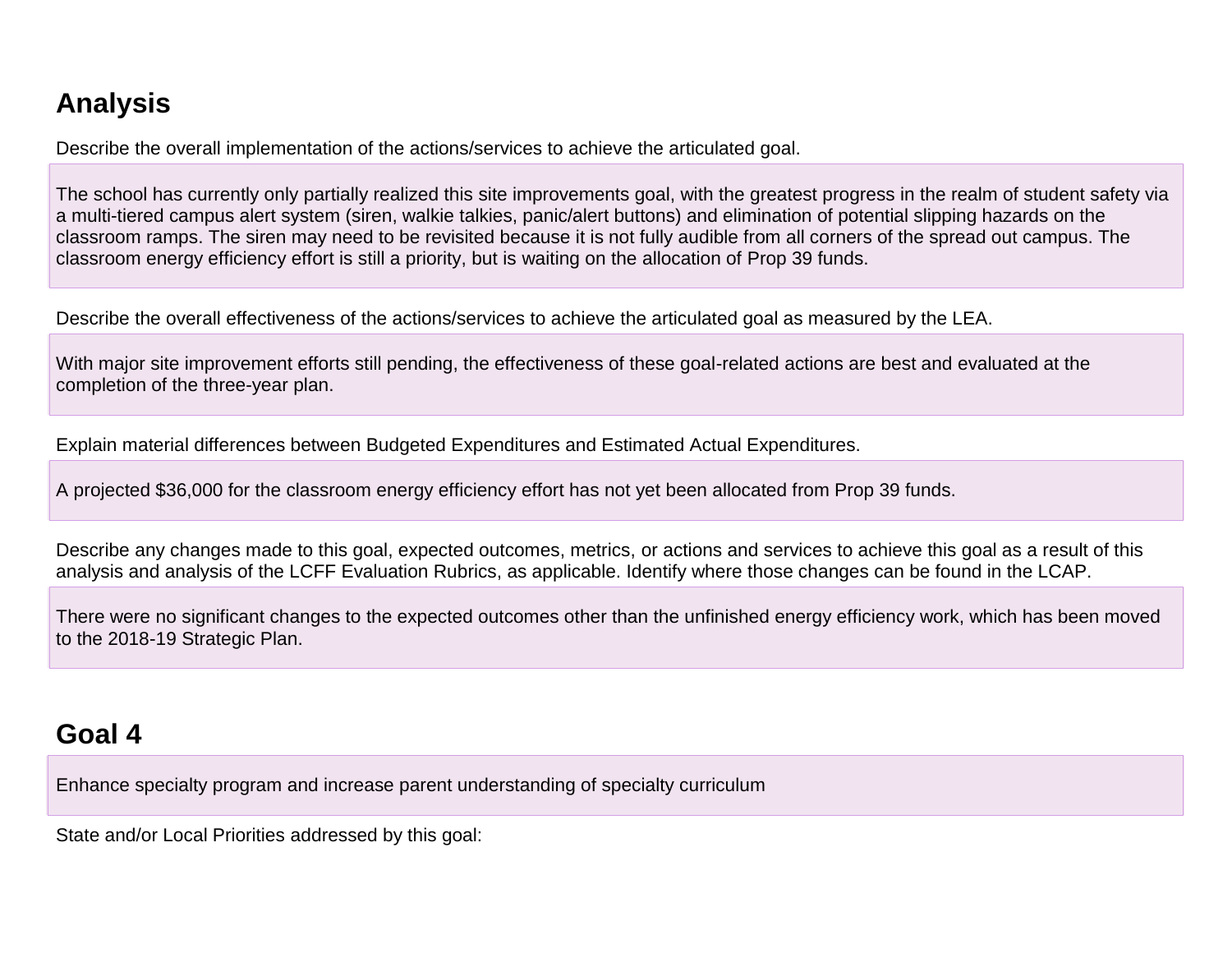## Analysis

Describe the overall implementation of the actions/services to achieve the articulated goal.

The school has currently only partially realized this site improvements goal, with the greatest progress in the realm of student safety via a multi-tiered campus alert system (siren, walkie talkies, panic/alert buttons) and elimination of potential slipping hazards on the classroom ramps. The siren may need to be revisited because it is not fully audible from all corners of the spread out campus. The classroom energy efficiency effort is still a priority, but is waiting on the allocation of Prop 39 funds.

Describe the overall effectiveness of the actions/services to achieve the articulated goal as measured by the LEA.

With major site improvement efforts still pending, the effectiveness of these goal-related actions are best and evaluated at the completion of the three-year plan.

Explain material differences between Budgeted Expenditures and Estimated Actual Expenditures.

A projected $36,000 for the classroom energy efficiency effort has not yet been allocated from Prop 39 funds.

Describe any changes made to this goal, expected outcomes, metrics, or actions and services to achieve this goal as a result of this analysis and analysis of the LCFF Evaluation Rubrics, as applicable. Identify where those changes can be found in the LCAP.

There were no significant changes to the expected outcomes other than the unfinished energy efficiency work, which has been moved to the 2018-19 Strategic Plan.

## Goal 4

Enhance specialty program and increase parent understanding of specialty curriculum

State and/or Local Priorities addressed by this goal: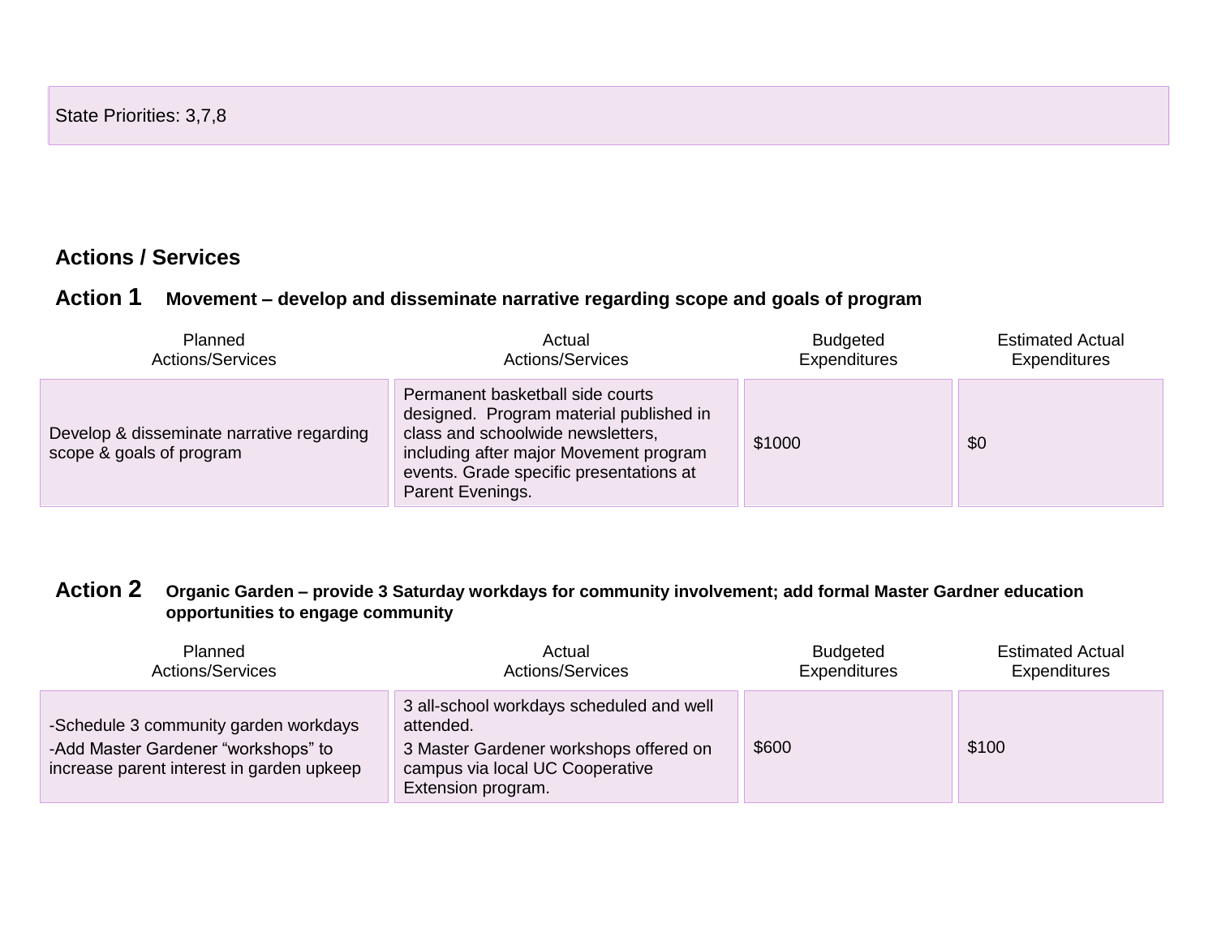State Priorities: 3,7,8

## Actions / Services

### Action 1 Movement – develop and disseminate narrative regarding scope and goals of program

| Planned Actions/Services | Actual Actions/Services | Budgeted Expenditures | Estimated Actual Expenditures |
|---|---|---|---|
| Develop & disseminate narrative regarding scope & goals of program | Permanent basketball side courts designed. Program material published in class and schoolwide newsletters, including after major Movement program events. Grade specific presentations at Parent Evenings. | $1000 | $0 |

### Action 2 Organic Garden – provide 3 Saturday workdays for community involvement; add formal Master Gardner education opportunities to engage community

| Planned Actions/Services | Actual Actions/Services | Budgeted Expenditures | Estimated Actual Expenditures |
|---|---|---|---|
| -Schedule 3 community garden workdays<br>-Add Master Gardener "workshops" to increase parent interest in garden upkeep | 3 all-school workdays scheduled and well attended.<br>3 Master Gardener workshops offered on campus via local UC Cooperative Extension program. | $600 | $100 |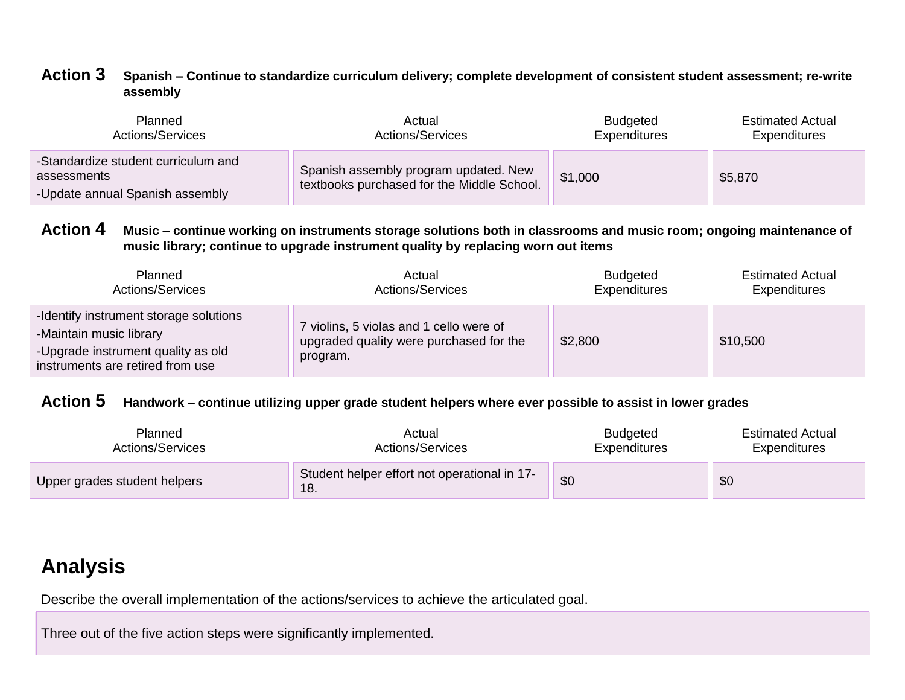### Action 3 Spanish – Continue to standardize curriculum delivery; complete development of consistent student assessment; re-write assembly

| Planned Actions/Services | Actual Actions/Services | Budgeted Expenditures | Estimated Actual Expenditures |
|---|---|---|---|
| -Standardize student curriculum and assessments<br>-Update annual Spanish assembly | Spanish assembly program updated. New textbooks purchased for the Middle School. | $1,000 | $5,870 |

### Action 4 Music – continue working on instruments storage solutions both in classrooms and music room; ongoing maintenance of music library; continue to upgrade instrument quality by replacing worn out items

| Planned Actions/Services | Actual Actions/Services | Budgeted Expenditures | Estimated Actual Expenditures |
|---|---|---|---|
| -Identify instrument storage solutions<br>-Maintain music library<br>-Upgrade instrument quality as old instruments are retired from use | 7 violins, 5 violas and 1 cello were of upgraded quality were purchased for the program. | $2,800 | $10,500 |

### Action 5 Handwork – continue utilizing upper grade student helpers where ever possible to assist in lower grades

| Planned Actions/Services | Actual Actions/Services | Budgeted Expenditures | Estimated Actual Expenditures |
|---|---|---|---|
| Upper grades student helpers | Student helper effort not operational in 17-18. | $0 | $0 |

## Analysis

Describe the overall implementation of the actions/services to achieve the articulated goal.

Three out of the five action steps were significantly implemented.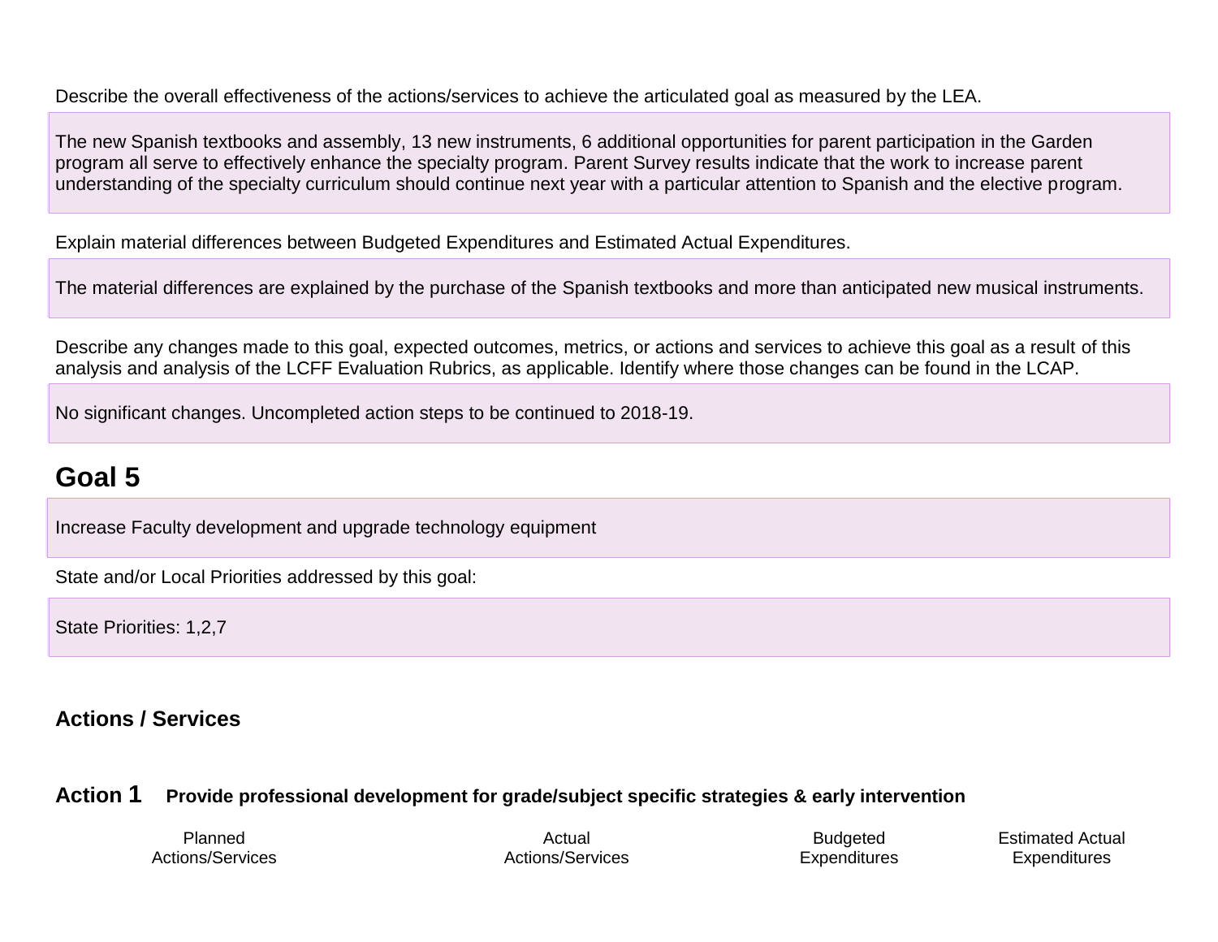Describe the overall effectiveness of the actions/services to achieve the articulated goal as measured by the LEA.

The new Spanish textbooks and assembly, 13 new instruments, 6 additional opportunities for parent participation in the Garden program all serve to effectively enhance the specialty program. Parent Survey results indicate that the work to increase parent understanding of the specialty curriculum should continue next year with a particular attention to Spanish and the elective program.

Explain material differences between Budgeted Expenditures and Estimated Actual Expenditures.

The material differences are explained by the purchase of the Spanish textbooks and more than anticipated new musical instruments.

Describe any changes made to this goal, expected outcomes, metrics, or actions and services to achieve this goal as a result of this analysis and analysis of the LCFF Evaluation Rubrics, as applicable. Identify where those changes can be found in the LCAP.

No significant changes. Uncompleted action steps to be continued to 2018-19.

## Goal 5

Increase Faculty development and upgrade technology equipment

State and/or Local Priorities addressed by this goal:

State Priorities: 1,2,7

### Actions / Services

### Action 1 Provide professional development for grade/subject specific strategies & early intervention

| Planned Actions/Services | Actual Actions/Services | Budgeted Expenditures | Estimated Actual Expenditures |
|---|---|---|---|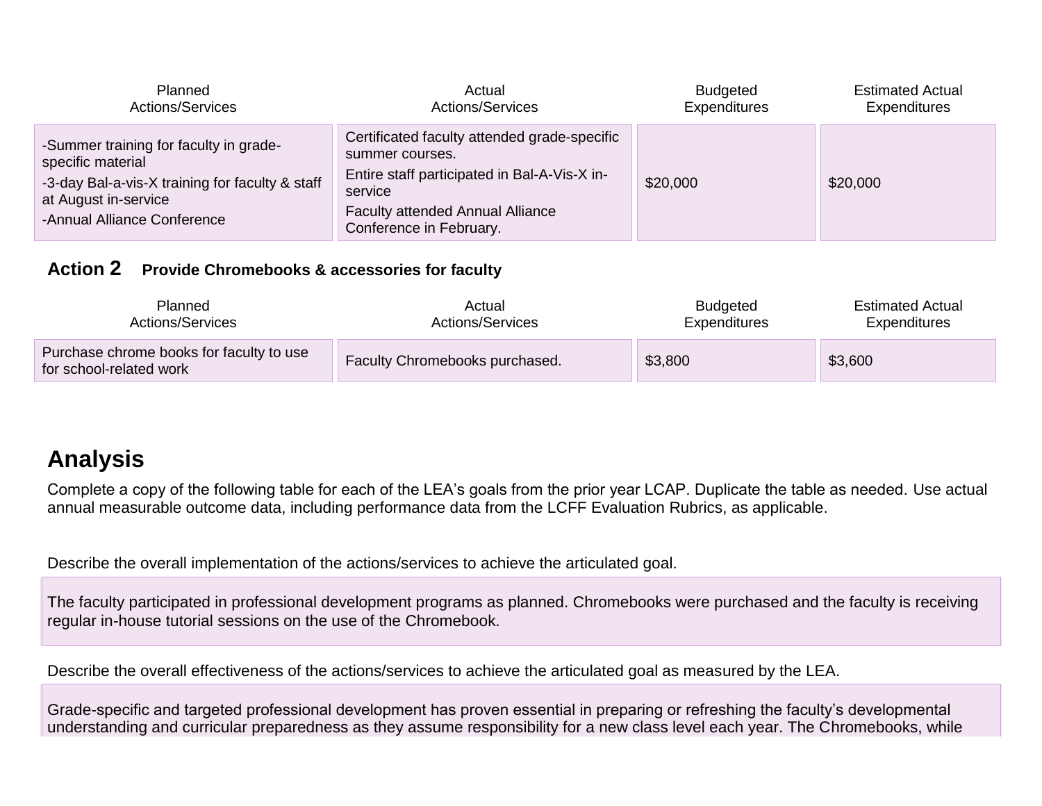| Planned Actions/Services | Actual Actions/Services | Budgeted Expenditures | Estimated Actual Expenditures |
|---|---|---|---|
| -Summer training for faculty in grade-specific material<br>-3-day Bal-a-vis-X training for faculty & staff at August in-service<br>-Annual Alliance Conference | Certificated faculty attended grade-specific summer courses.<br>Entire staff participated in Bal-A-Vis-X in-service<br>Faculty attended Annual Alliance Conference in February. | $20,000 | $20,000 |

**Action 2** **Provide Chromebooks & accessories for faculty**

| Planned Actions/Services | Actual Actions/Services | Budgeted Expenditures | Estimated Actual Expenditures |
|---|---|---|---|
| Purchase chrome books for faculty to use for school-related work | Faculty Chromebooks purchased. | $3,800 | $3,600 |

## Analysis

Complete a copy of the following table for each of the LEA's goals from the prior year LCAP. Duplicate the table as needed. Use actual annual measurable outcome data, including performance data from the LCFF Evaluation Rubrics, as applicable.

Describe the overall implementation of the actions/services to achieve the articulated goal.

The faculty participated in professional development programs as planned. Chromebooks were purchased and the faculty is receiving regular in-house tutorial sessions on the use of the Chromebook.

Describe the overall effectiveness of the actions/services to achieve the articulated goal as measured by the LEA.

Grade-specific and targeted professional development has proven essential in preparing or refreshing the faculty's developmental understanding and curricular preparedness as they assume responsibility for a new class level each year. The Chromebooks, while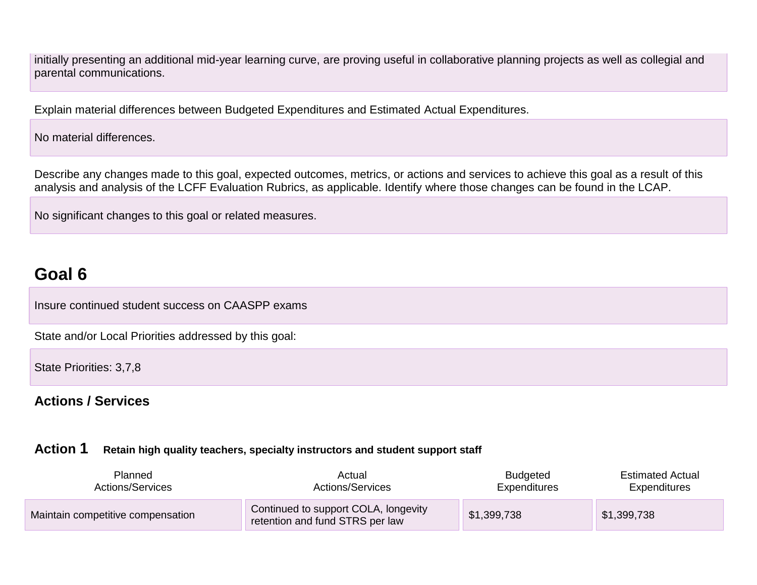initially presenting an additional mid-year learning curve, are proving useful in collaborative planning projects as well as collegial and parental communications.

Explain material differences between Budgeted Expenditures and Estimated Actual Expenditures.

No material differences.

Describe any changes made to this goal, expected outcomes, metrics, or actions and services to achieve this goal as a result of this analysis and analysis of the LCFF Evaluation Rubrics, as applicable. Identify where those changes can be found in the LCAP.

No significant changes to this goal or related measures.

## Goal 6

Insure continued student success on CAASPP exams

State and/or Local Priorities addressed by this goal:

State Priorities: 3,7,8

### Actions / Services

**Action 1** **Retain high quality teachers, specialty instructors and student support staff**

| Planned Actions/Services | Actual Actions/Services | Budgeted Expenditures | Estimated Actual Expenditures |
|---|---|---|---|
| Maintain competitive compensation | Continued to support COLA, longevity retention and fund STRS per law | $1,399,738 | $1,399,738 |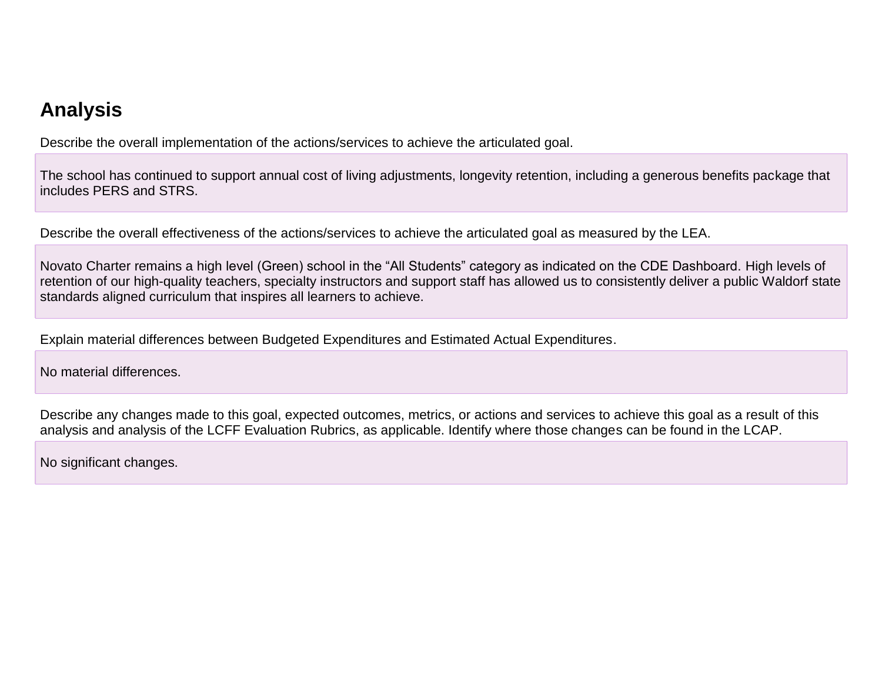## Analysis

Describe the overall implementation of the actions/services to achieve the articulated goal.

The school has continued to support annual cost of living adjustments, longevity retention, including a generous benefits package that includes PERS and STRS.

Describe the overall effectiveness of the actions/services to achieve the articulated goal as measured by the LEA.

Novato Charter remains a high level (Green) school in the "All Students" category as indicated on the CDE Dashboard. High levels of retention of our high-quality teachers, specialty instructors and support staff has allowed us to consistently deliver a public Waldorf state standards aligned curriculum that inspires all learners to achieve.

Explain material differences between Budgeted Expenditures and Estimated Actual Expenditures.

No material differences.

Describe any changes made to this goal, expected outcomes, metrics, or actions and services to achieve this goal as a result of this analysis and analysis of the LCFF Evaluation Rubrics, as applicable. Identify where those changes can be found in the LCAP.

No significant changes.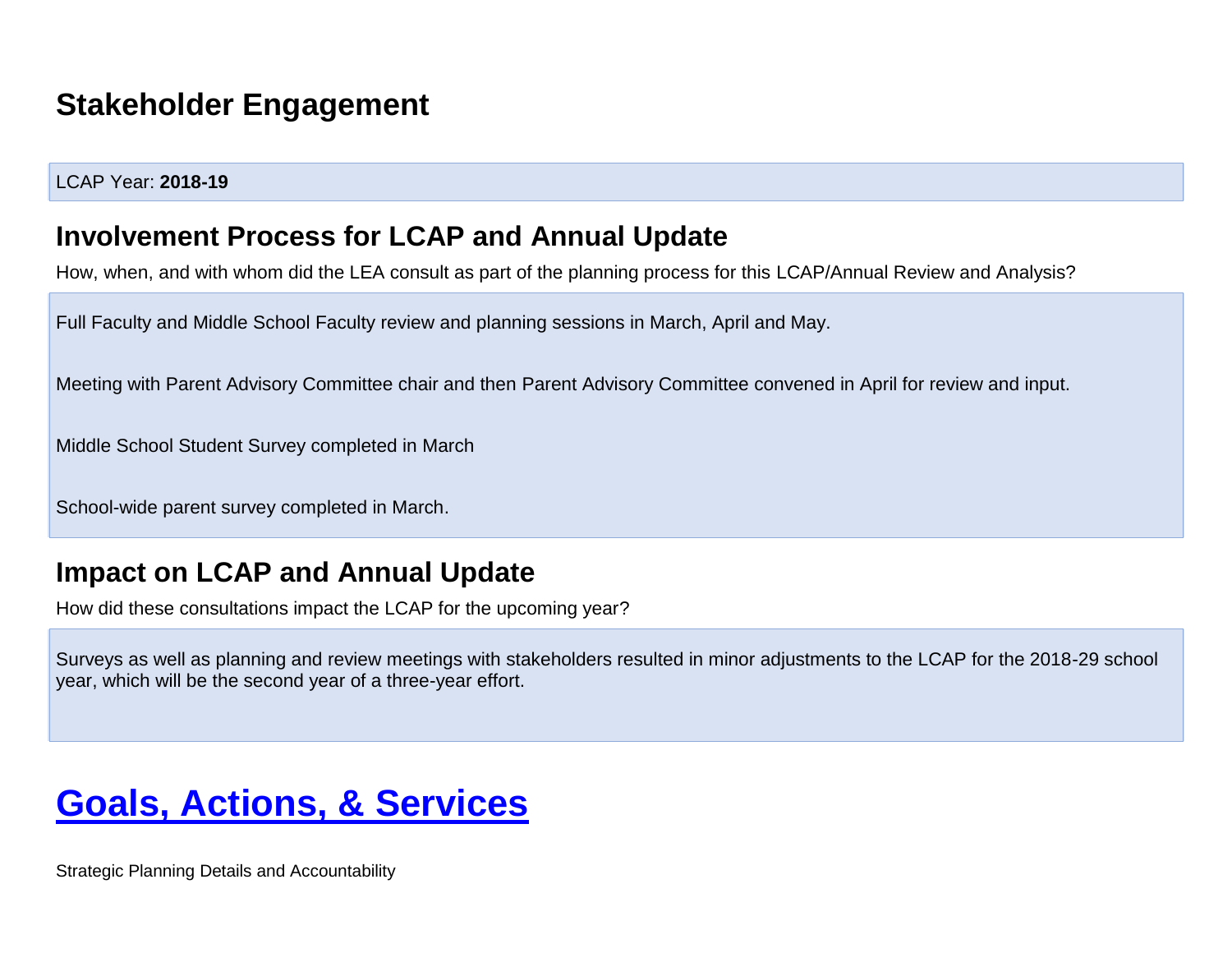# Stakeholder Engagement

LCAP Year: **2018-19**

## Involvement Process for LCAP and Annual Update

How, when, and with whom did the LEA consult as part of the planning process for this LCAP/Annual Review and Analysis?

Full Faculty and Middle School Faculty review and planning sessions in March, April and May.

Meeting with Parent Advisory Committee chair and then Parent Advisory Committee convened in April for review and input.

Middle School Student Survey completed in March

School-wide parent survey completed in March.

## Impact on LCAP and Annual Update

How did these consultations impact the LCAP for the upcoming year?

Surveys as well as planning and review meetings with stakeholders resulted in minor adjustments to the LCAP for the 2018-29 school year, which will be the second year of a three-year effort.

# Goals, Actions, & Services

Strategic Planning Details and Accountability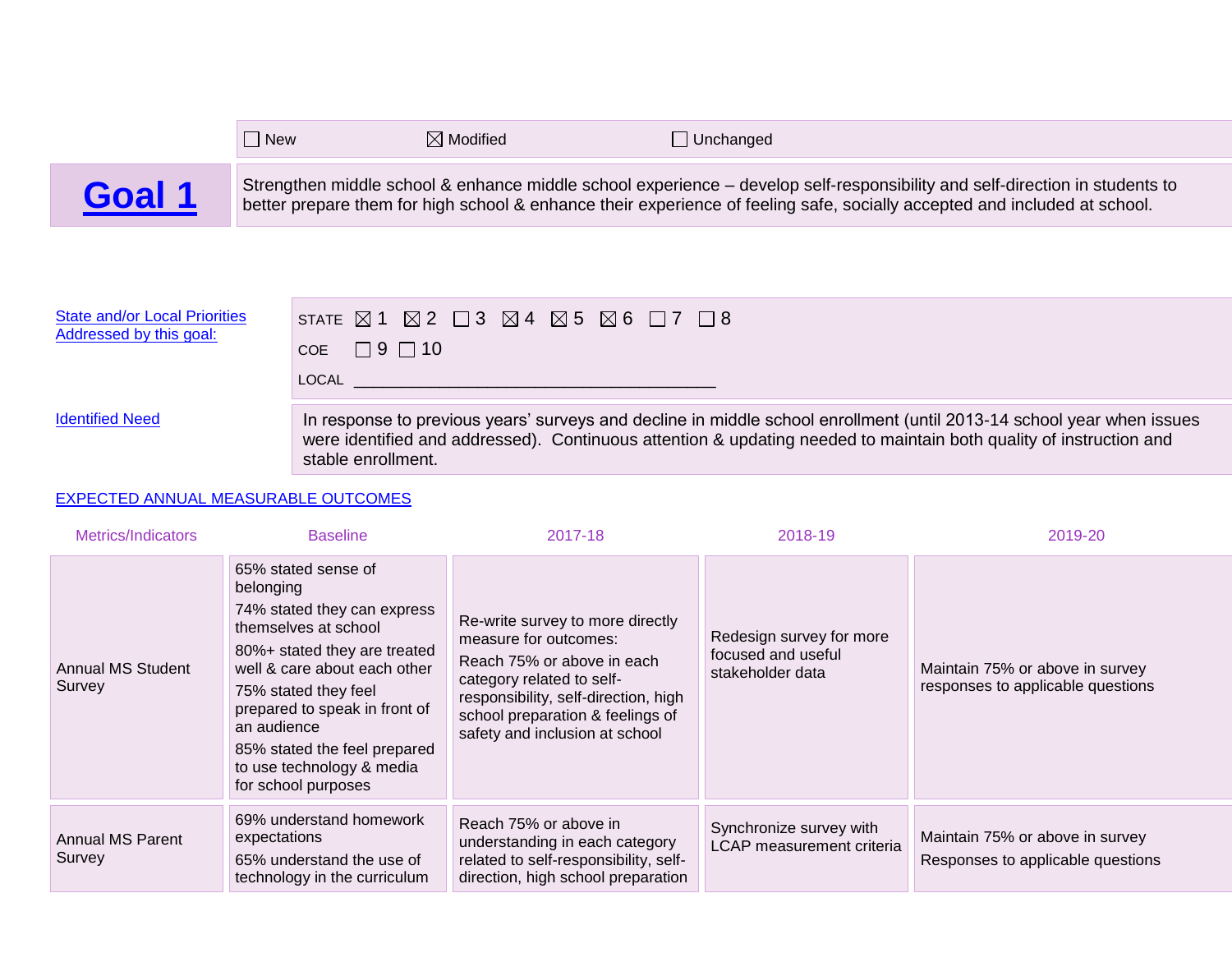☐ New ☒ Modified ☐ Unchanged

| **Goal 1** | Strengthen middle school & enhance middle school experience – develop self-responsibility and self-direction in students to better prepare them for high school & enhance their experience of feeling safe, socially accepted and included at school. |
|---|---|

State and/or Local Priorities Addressed by this goal:

STATE ☒ 1 ☒ 2 ☐ 3 ☒ 4 ☒ 5 ☒ 6 ☐ 7 ☐ 8

COE ☐ 9 ☐ 10

LOCAL ______________________________________

Identified Need

In response to previous years' surveys and decline in middle school enrollment (until 2013-14 school year when issues were identified and addressed). Continuous attention & updating needed to maintain both quality of instruction and stable enrollment.

EXPECTED ANNUAL MEASURABLE OUTCOMES

| Metrics/Indicators | Baseline | 2017-18 | 2018-19 | 2019-20 |
|---|---|---|---|---|
| Annual MS Student Survey | 65% stated sense of belonging<br>74% stated they can express themselves at school<br>80%+ stated they are treated well & care about each other<br>75% stated they feel prepared to speak in front of an audience<br>85% stated the feel prepared to use technology & media for school purposes | Re-write survey to more directly measure for outcomes:<br>Reach 75% or above in each category related to self-responsibility, self-direction, high school preparation & feelings of safety and inclusion at school | Redesign survey for more focused and useful stakeholder data | Maintain 75% or above in survey responses to applicable questions |
| Annual MS Parent Survey | 69% understand homework expectations<br>65% understand the use of technology in the curriculum | Reach 75% or above in understanding in each category related to self-responsibility, self-direction, high school preparation | Synchronize survey with LCAP measurement criteria | Maintain 75% or above in survey Responses to applicable questions |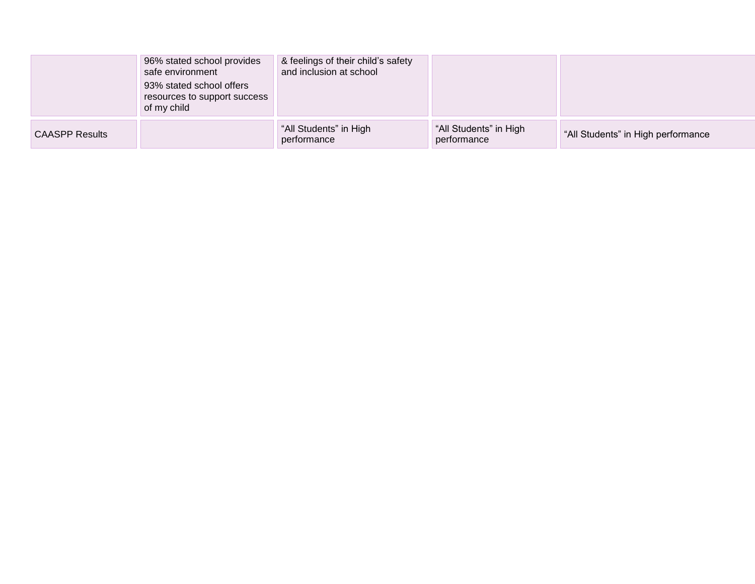| | | | | |
|---|---|---|---|---|
| | 96% stated school provides safe environment<br>93% stated school offers resources to support success of my child | & feelings of their child's safety and inclusion at school | | |
| CAASPP Results | | "All Students" in High performance | "All Students" in High performance | "All Students" in High performance |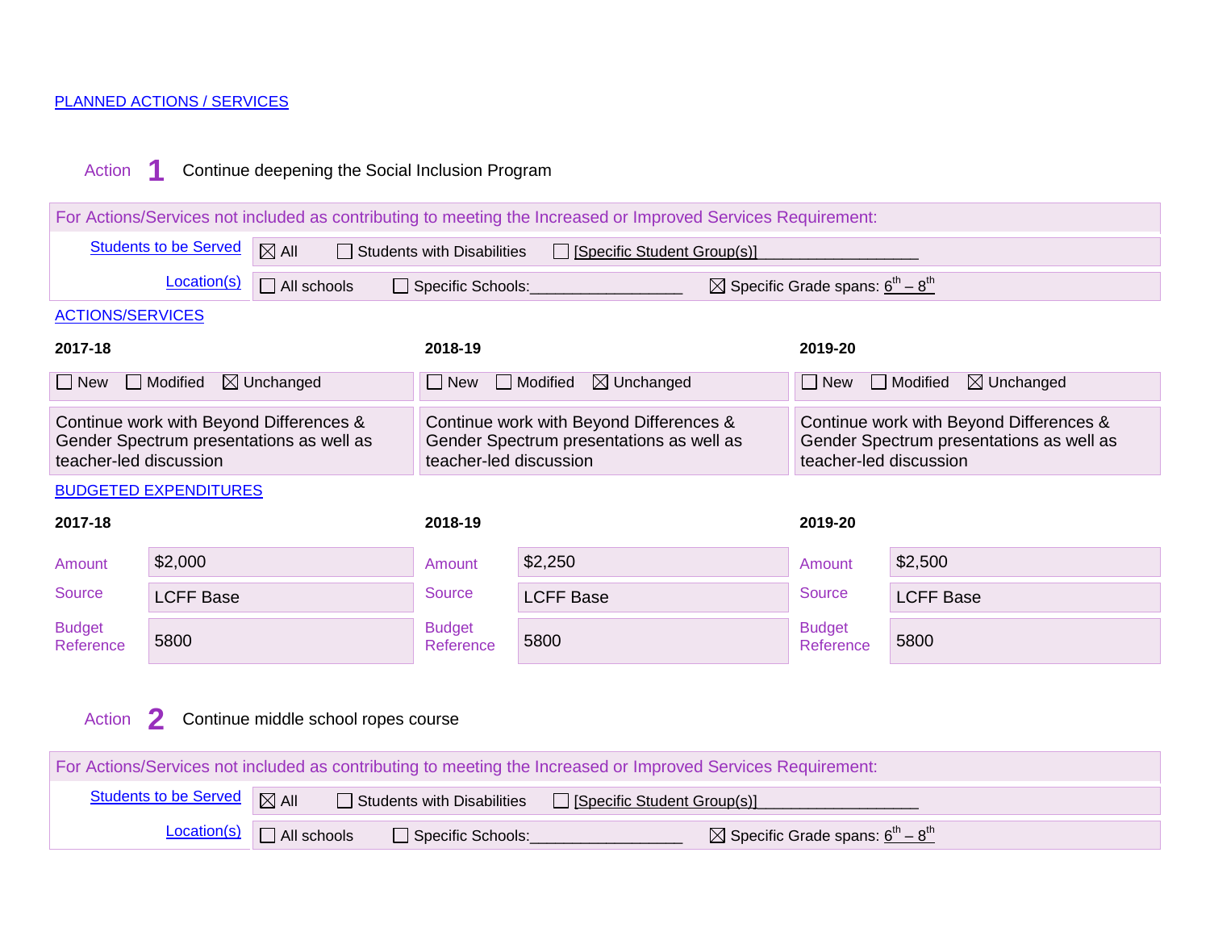PLANNED ACTIONS / SERVICES

**Action 1** Continue deepening the Social Inclusion Program

For Actions/Services not included as contributing to meeting the Increased or Improved Services Requirement:

| | |
|---|---|
| Students to be Served | ☒ All ☐ Students with Disabilities ☐ [Specific Student Group(s)]__________________ |
| Location(s) | ☐ All schools ☐ Specific Schools:__________________ ☒ Specific Grade spans: 6th – 8th |

ACTIONS/SERVICES

| 2017-18 | 2018-19 | 2019-20 |
|---|---|---|
| ☐ New ☐ Modified ☒ Unchanged | ☐ New ☐ Modified ☒ Unchanged | ☐ New ☐ Modified ☒ Unchanged |
| Continue work with Beyond Differences & Gender Spectrum presentations as well as teacher-led discussion | Continue work with Beyond Differences & Gender Spectrum presentations as well as teacher-led discussion | Continue work with Beyond Differences & Gender Spectrum presentations as well as teacher-led discussion |

BUDGETED EXPENDITURES

| | 2017-18 | | 2018-19 | | 2019-20 |
|---|---|---|---|---|---|
| Amount | $2,000 | Amount | $2,250 | Amount | $2,500 |
| Source | LCFF Base | Source | LCFF Base | Source | LCFF Base |
| Budget Reference | 5800 | Budget Reference | 5800 | Budget Reference | 5800 |

**Action 2** Continue middle school ropes course

For Actions/Services not included as contributing to meeting the Increased or Improved Services Requirement:

| | |
|---|---|
| Students to be Served | ☒ All ☐ Students with Disabilities ☐ [Specific Student Group(s)]__________________ |
| Location(s) | ☐ All schools ☐ Specific Schools:__________________ ☒ Specific Grade spans: 6th – 8th |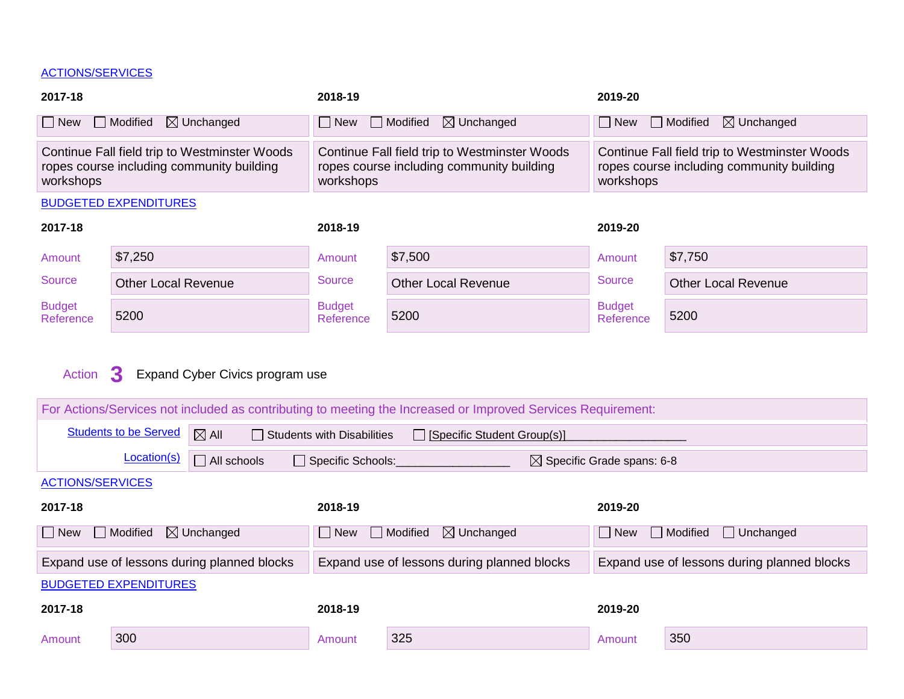ACTIONS/SERVICES

| 2017-18 | 2018-19 | 2019-20 |
|---|---|---|
| ☐ New ☐ Modified ☒ Unchanged | ☐ New ☐ Modified ☒ Unchanged | ☐ New ☐ Modified ☒ Unchanged |
| Continue Fall field trip to Westminster Woods ropes course including community building workshops | Continue Fall field trip to Westminster Woods ropes course including community building workshops | Continue Fall field trip to Westminster Woods ropes course including community building workshops |

BUDGETED EXPENDITURES

| | 2017-18 | | 2018-19 | | 2019-20 |
|---|---|---|---|---|---|
| Amount | $7,250 | Amount | $7,500 | Amount | $7,750 |
| Source | Other Local Revenue | Source | Other Local Revenue | Source | Other Local Revenue |
| Budget Reference | 5200 | Budget Reference | 5200 | Budget Reference | 5200 |

Action **3** Expand Cyber Civics program use

For Actions/Services not included as contributing to meeting the Increased or Improved Services Requirement:

| | |
|---|---|
| Students to be Served | ☒ All ☐ Students with Disabilities ☐ [Specific Student Group(s)]__________________ |
| Location(s) | ☐ All schools ☐ Specific Schools:_________________ ☒ Specific Grade spans: 6-8 |

ACTIONS/SERVICES

| 2017-18 | 2018-19 | 2019-20 |
|---|---|---|
| ☐ New ☐ Modified ☒ Unchanged | ☐ New ☐ Modified ☒ Unchanged | ☐ New ☐ Modified ☐ Unchanged |
| Expand use of lessons during planned blocks | Expand use of lessons during planned blocks | Expand use of lessons during planned blocks |

BUDGETED EXPENDITURES

| | 2017-18 | | 2018-19 | | 2019-20 |
|---|---|---|---|---|---|
| Amount | 300 | Amount | 325 | Amount | 350 |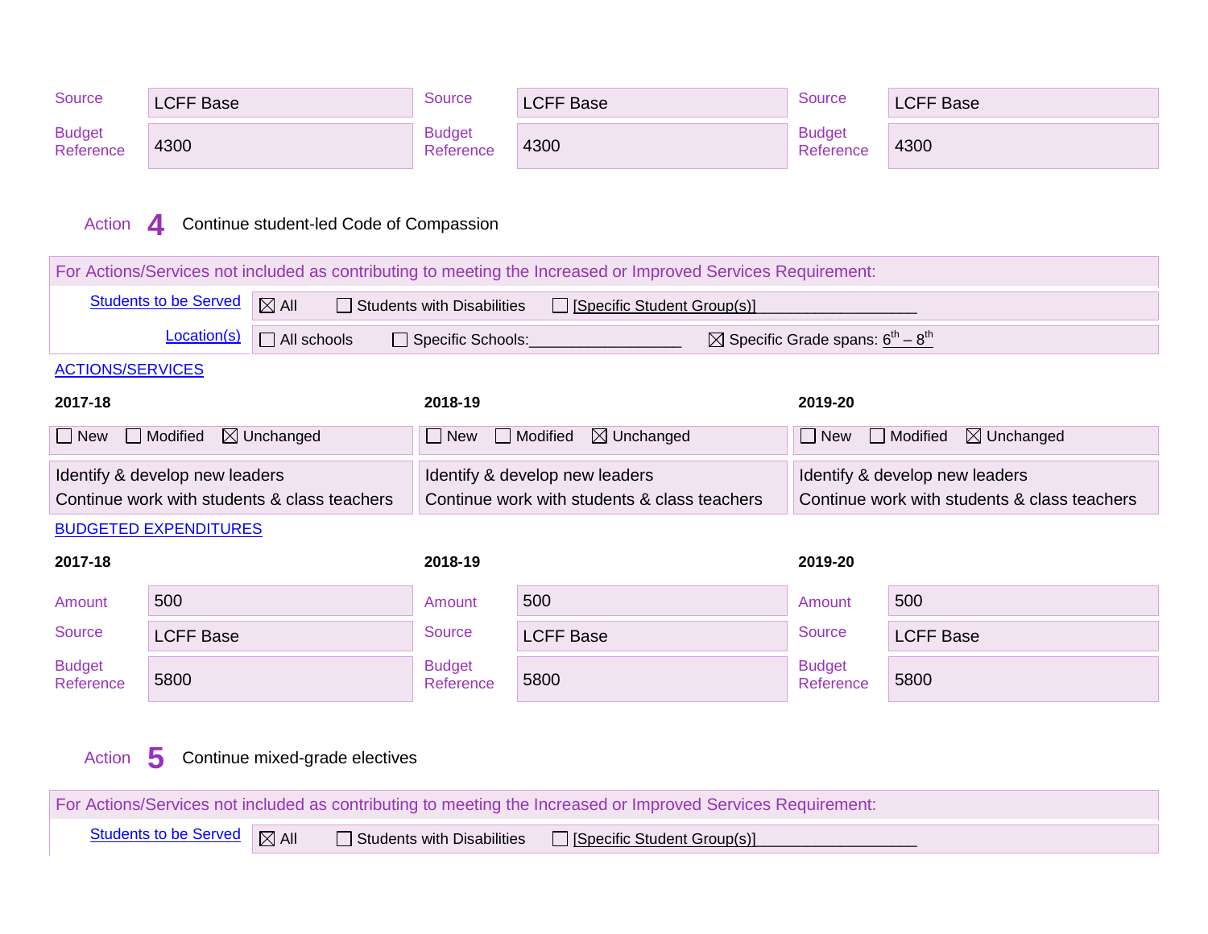| | 2017-18 | | 2018-19 | | 2019-20 |
|---|---|---|---|---|---|
| Source | LCFF Base | Source | LCFF Base | Source | LCFF Base |
| Budget Reference | 4300 | Budget Reference | 4300 | Budget Reference | 4300 |

Action **4** Continue student-led Code of Compassion

For Actions/Services not included as contributing to meeting the Increased or Improved Services Requirement:

| | |
|---|---|
| Students to be Served | ☒ All ☐ Students with Disabilities ☐ [Specific Student Group(s)]___________________ |
| Location(s) | ☐ All schools ☐ Specific Schools:__________________ ☒ Specific Grade spans: 6th – 8th |

ACTIONS/SERVICES

| 2017-18 | 2018-19 | 2019-20 |
|---|---|---|
| ☐ New ☐ Modified ☒ Unchanged | ☐ New ☐ Modified ☒ Unchanged | ☐ New ☐ Modified ☒ Unchanged |
| Identify & develop new leaders<br>Continue work with students & class teachers | Identify & develop new leaders<br>Continue work with students & class teachers | Identify & develop new leaders<br>Continue work with students & class teachers |

BUDGETED EXPENDITURES

| | 2017-18 | | 2018-19 | | 2019-20 |
|---|---|---|---|---|---|
| Amount | 500 | Amount | 500 | Amount | 500 |
| Source | LCFF Base | Source | LCFF Base | Source | LCFF Base |
| Budget Reference | 5800 | Budget Reference | 5800 | Budget Reference | 5800 |

Action **5** Continue mixed-grade electives

For Actions/Services not included as contributing to meeting the Increased or Improved Services Requirement:

| | |
|---|---|
| Students to be Served | ☒ All ☐ Students with Disabilities ☐ [Specific Student Group(s)]___________________ |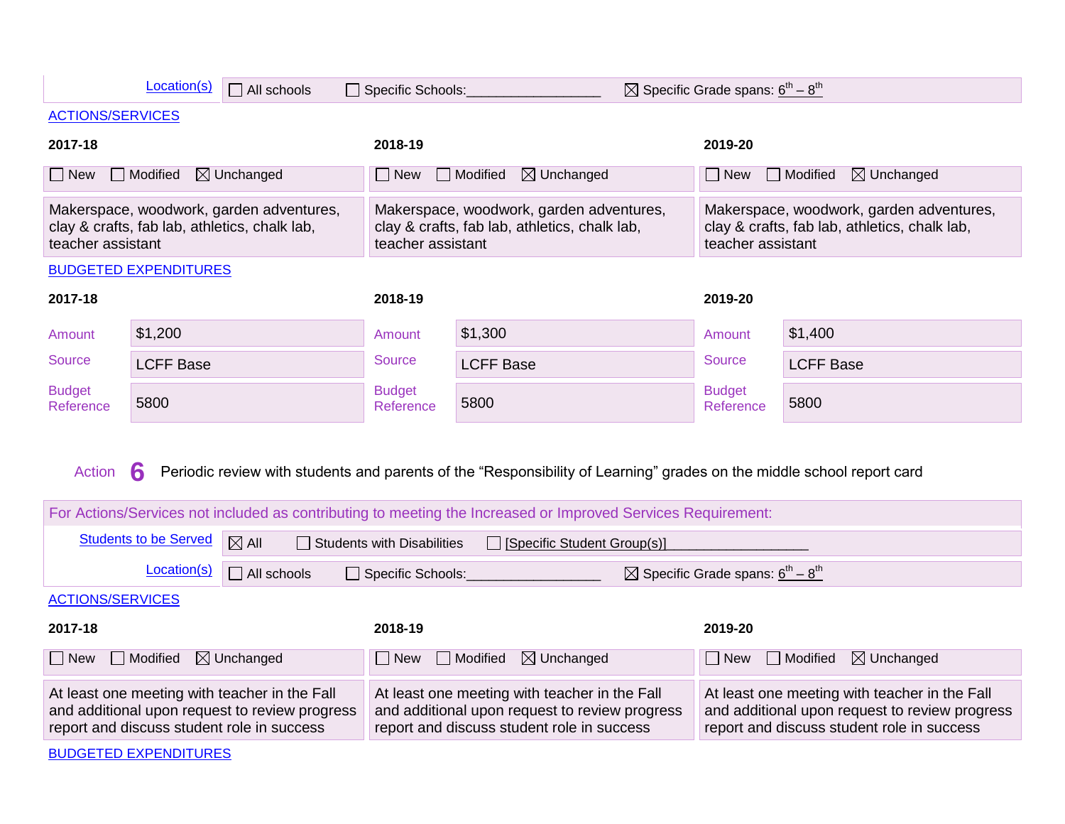| Location(s) | ☐ All schools ☐ Specific Schools:_________________ ☒ Specific Grade spans: $6^{th}$ – $8^{th}$ |
|---|---|

ACTIONS/SERVICES

| 2017-18 | 2018-19 | 2019-20 |
|---|---|---|
| ☐ New ☐ Modified ☒ Unchanged | ☐ New ☐ Modified ☒ Unchanged | ☐ New ☐ Modified ☒ Unchanged |
| Makerspace, woodwork, garden adventures, clay & crafts, fab lab, athletics, chalk lab, teacher assistant | Makerspace, woodwork, garden adventures, clay & crafts, fab lab, athletics, chalk lab, teacher assistant | Makerspace, woodwork, garden adventures, clay & crafts, fab lab, athletics, chalk lab, teacher assistant |

BUDGETED EXPENDITURES

| | 2017-18 | | 2018-19 | | 2019-20 |
|---|---|---|---|---|---|
| Amount | $1,200 | Amount | $1,300 | Amount | $1,400 |
| Source | LCFF Base | Source | LCFF Base | Source | LCFF Base |
| Budget Reference | 5800 | Budget Reference | 5800 | Budget Reference | 5800 |

Action **6** Periodic review with students and parents of the "Responsibility of Learning" grades on the middle school report card

For Actions/Services not included as contributing to meeting the Increased or Improved Services Requirement:

| Students to be Served | ☒ All ☐ Students with Disabilities ☐ [Specific Student Group(s)]_________________ |
|---|---|
| Location(s) | ☐ All schools ☐ Specific Schools:_________________ ☒ Specific Grade spans: $6^{th}$ – $8^{th}$ |

ACTIONS/SERVICES

| 2017-18 | 2018-19 | 2019-20 |
|---|---|---|
| ☐ New ☐ Modified ☒ Unchanged | ☐ New ☐ Modified ☒ Unchanged | ☐ New ☐ Modified ☒ Unchanged |
| At least one meeting with teacher in the Fall and additional upon request to review progress report and discuss student role in success | At least one meeting with teacher in the Fall and additional upon request to review progress report and discuss student role in success | At least one meeting with teacher in the Fall and additional upon request to review progress report and discuss student role in success |

BUDGETED EXPENDITURES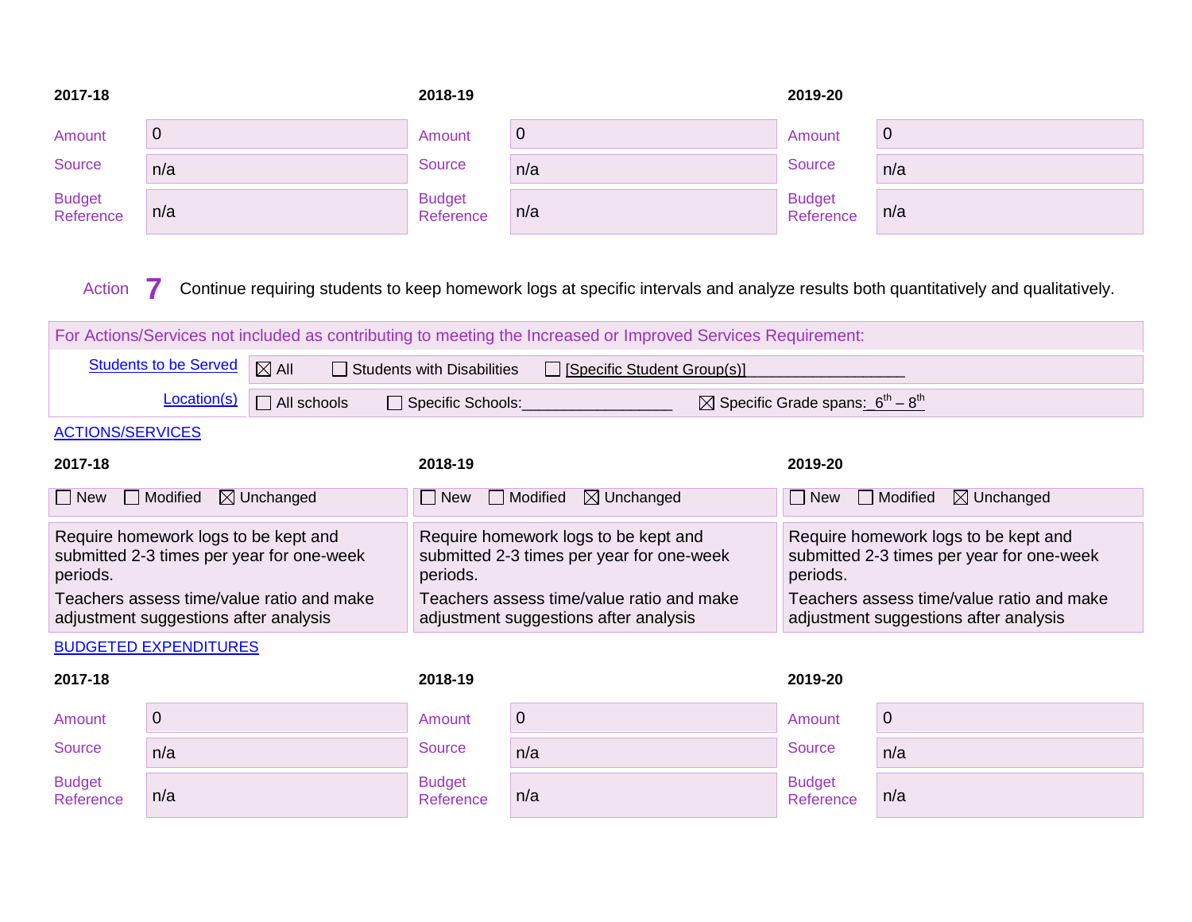| 2017-18 | | 2018-19 | | 2019-20 | |
|---|---|---|---|---|---|
| Amount | 0 | Amount | 0 | Amount | 0 |
| Source | n/a | Source | n/a | Source | n/a |
| Budget Reference | n/a | Budget Reference | n/a | Budget Reference | n/a |

Action **7** Continue requiring students to keep homework logs at specific intervals and analyze results both quantitatively and qualitatively.

For Actions/Services not included as contributing to meeting the Increased or Improved Services Requirement:

| | |
|---|---|
| Students to be Served | ☒ All ☐ Students with Disabilities ☐ [Specific Student Group(s)]__________________ |
| Location(s) | ☐ All schools ☐ Specific Schools:_________________ ☒ Specific Grade spans: 6th – 8th |

ACTIONS/SERVICES

| 2017-18 | 2018-19 | 2019-20 |
|---|---|---|
| ☐ New ☐ Modified ☒ Unchanged | ☐ New ☐ Modified ☒ Unchanged | ☐ New ☐ Modified ☒ Unchanged |
| Require homework logs to be kept and submitted 2-3 times per year for one-week periods.<br>Teachers assess time/value ratio and make adjustment suggestions after analysis | Require homework logs to be kept and submitted 2-3 times per year for one-week periods.<br>Teachers assess time/value ratio and make adjustment suggestions after analysis | Require homework logs to be kept and submitted 2-3 times per year for one-week periods.<br>Teachers assess time/value ratio and make adjustment suggestions after analysis |

BUDGETED EXPENDITURES

| 2017-18 | | 2018-19 | | 2019-20 | |
|---|---|---|---|---|---|
| Amount | 0 | Amount | 0 | Amount | 0 |
| Source | n/a | Source | n/a | Source | n/a |
| Budget Reference | n/a | Budget Reference | n/a | Budget Reference | n/a |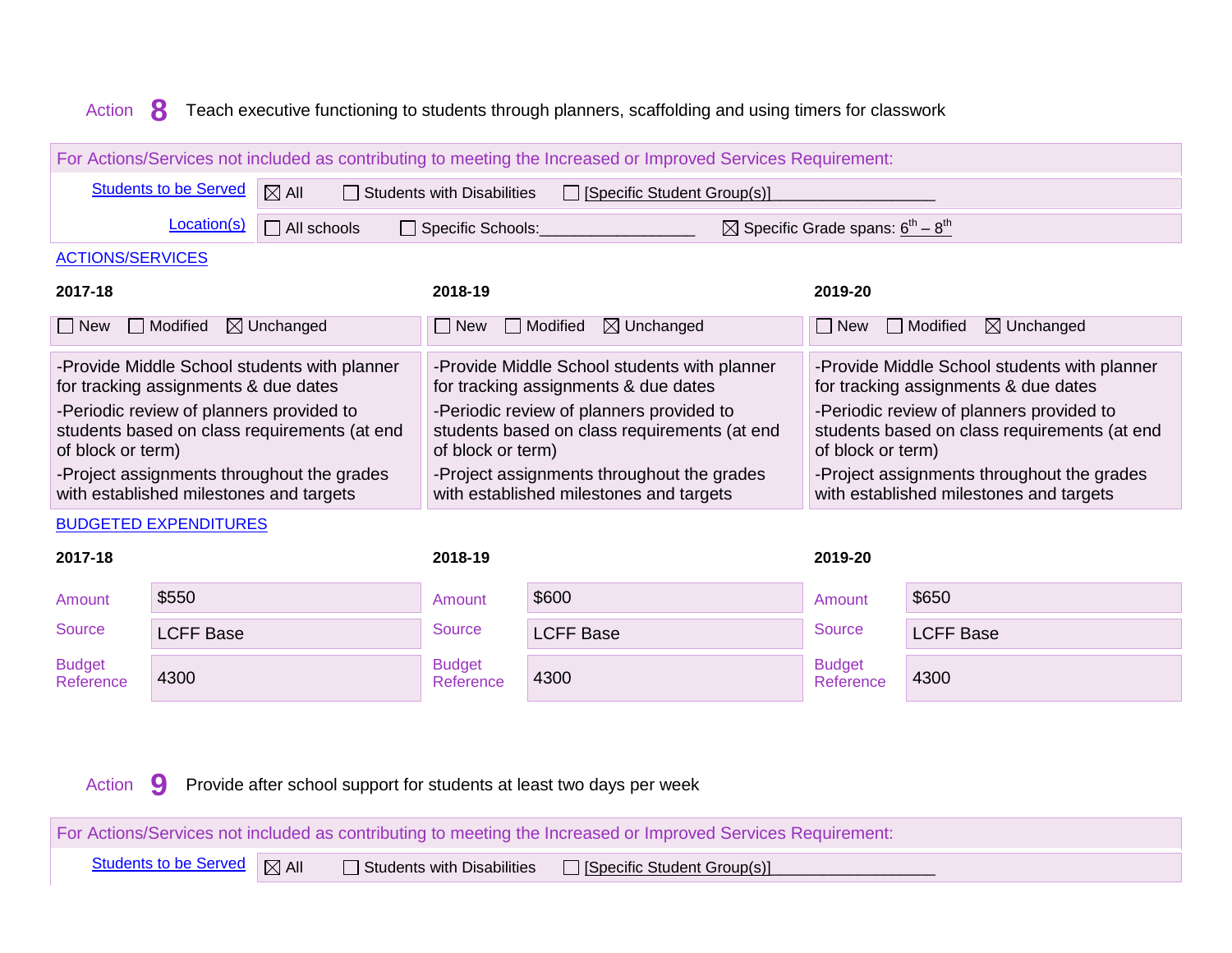Action **8** Teach executive functioning to students through planners, scaffolding and using timers for classwork

| For Actions/Services not included as contributing to meeting the Increased or Improved Services Requirement: | |
|---|---|
| Students to be Served | ☒ All ☐ Students with Disabilities ☐ [Specific Student Group(s)]__________________ |
| Location(s) | ☐ All schools ☐ Specific Schools:_________________ ☒ Specific Grade spans: 6th – 8th |

ACTIONS/SERVICES

| 2017-18 | 2018-19 | 2019-20 |
|---|---|---|
| ☐ New ☐ Modified ☒ Unchanged | ☐ New ☐ Modified ☒ Unchanged | ☐ New ☐ Modified ☒ Unchanged |
| -Provide Middle School students with planner for tracking assignments & due dates<br>-Periodic review of planners provided to students based on class requirements (at end of block or term)<br>-Project assignments throughout the grades with established milestones and targets | -Provide Middle School students with planner for tracking assignments & due dates<br>-Periodic review of planners provided to students based on class requirements (at end of block or term)<br>-Project assignments throughout the grades with established milestones and targets | -Provide Middle School students with planner for tracking assignments & due dates<br>-Periodic review of planners provided to students based on class requirements (at end of block or term)<br>-Project assignments throughout the grades with established milestones and targets |

BUDGETED EXPENDITURES

| | 2017-18 | | 2018-19 | | 2019-20 |
|---|---|---|---|---|---|
| Amount | $550 | Amount | $600 | Amount | $650 |
| Source | LCFF Base | Source | LCFF Base | Source | LCFF Base |
| Budget Reference | 4300 | Budget Reference | 4300 | Budget Reference | 4300 |

Action **9** Provide after school support for students at least two days per week

| For Actions/Services not included as contributing to meeting the Increased or Improved Services Requirement: | |
|---|---|
| Students to be Served | ☒ All ☐ Students with Disabilities ☐ [Specific Student Group(s)]__________________ |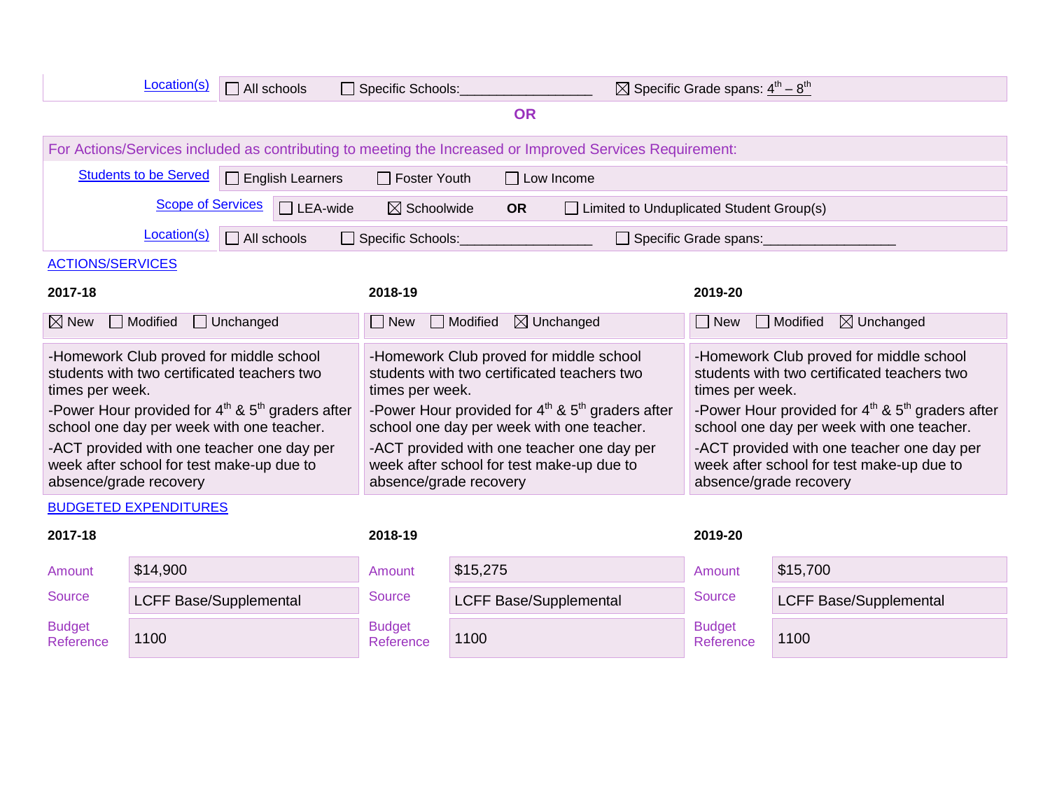| Location(s) | ☐ All schools ☐ Specific Schools:_________________ ☒ Specific Grade spans: 4th – 8th |
|---|---|

**OR**

| For Actions/Services included as contributing to meeting the Increased or Improved Services Requirement: | |
|---|---|
| Students to be Served | ☐ English Learners ☐ Foster Youth ☐ Low Income |
| Scope of Services | ☐ LEA-wide ☒ Schoolwide **OR** ☐ Limited to Unduplicated Student Group(s) |
| Location(s) | ☐ All schools ☐ Specific Schools:_________________ ☐ Specific Grade spans:_________________ |

ACTIONS/SERVICES

| **2017-18** | **2018-19** | **2019-20** |
|---|---|---|
| ☒ New ☐ Modified ☐ Unchanged | ☐ New ☐ Modified ☒ Unchanged | ☐ New ☐ Modified ☒ Unchanged |
| -Homework Club proved for middle school students with two certificated teachers two times per week.<br>-Power Hour provided for 4th & 5th graders after school one day per week with one teacher.<br>-ACT provided with one teacher one day per week after school for test make-up due to absence/grade recovery | -Homework Club proved for middle school students with two certificated teachers two times per week.<br>-Power Hour provided for 4th & 5th graders after school one day per week with one teacher.<br>-ACT provided with one teacher one day per week after school for test make-up due to absence/grade recovery | -Homework Club proved for middle school students with two certificated teachers two times per week.<br>-Power Hour provided for 4th & 5th graders after school one day per week with one teacher.<br>-ACT provided with one teacher one day per week after school for test make-up due to absence/grade recovery |

BUDGETED EXPENDITURES

| | **2017-18** | | **2018-19** | | **2019-20** |
|---|---|---|---|---|---|
| Amount | $14,900 | Amount | $15,275 | Amount | $15,700 |
| Source | LCFF Base/Supplemental | Source | LCFF Base/Supplemental | Source | LCFF Base/Supplemental |
| Budget Reference | 1100 | Budget Reference | 1100 | Budget Reference | 1100 |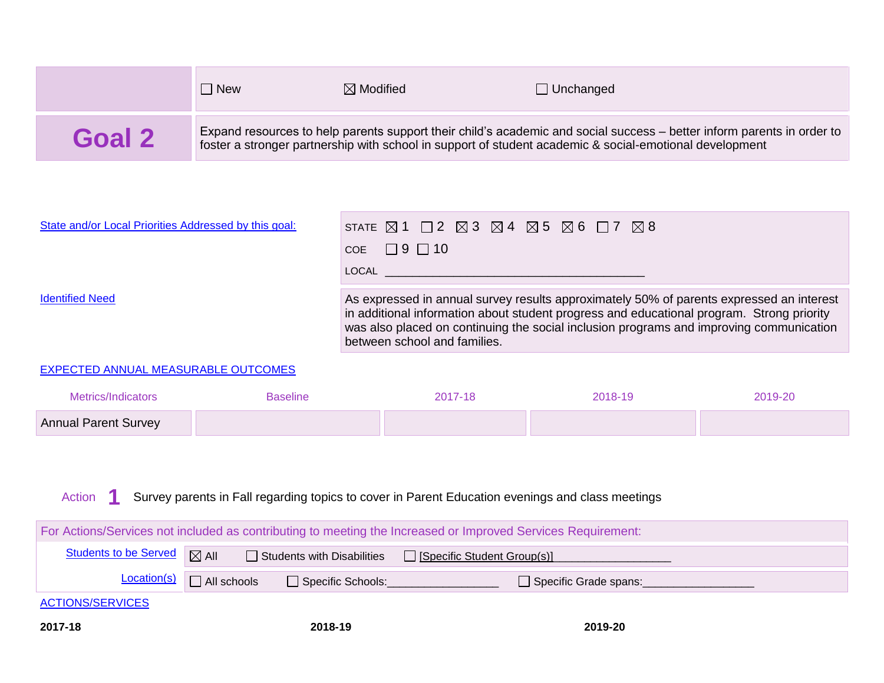| | ☐ New ☒ Modified ☐ Unchanged |
|---|---|
| **Goal 2** | Expand resources to help parents support their child's academic and social success – better inform parents in order to foster a stronger partnership with school in support of student academic & social-emotional development |

State and/or Local Priorities Addressed by this goal:

STATE ☒ 1 ☐ 2 ☒ 3 ☒ 4 ☒ 5 ☒ 6 ☐ 7 ☒ 8

COE ☐ 9 ☐ 10

LOCAL ________________________________________

Identified Need

As expressed in annual survey results approximately 50% of parents expressed an interest in additional information about student progress and educational program. Strong priority was also placed on continuing the social inclusion programs and improving communication between school and families.

EXPECTED ANNUAL MEASURABLE OUTCOMES

| Metrics/Indicators | Baseline | 2017-18 | 2018-19 | 2019-20 |
|---|---|---|---|---|
| Annual Parent Survey | | | | |

Action **1** Survey parents in Fall regarding topics to cover in Parent Education evenings and class meetings

For Actions/Services not included as contributing to meeting the Increased or Improved Services Requirement:

| | |
|---|---|
| Students to be Served | ☒ All ☐ Students with Disabilities ☐ [Specific Student Group(s)]___________________ |
| Location(s) | ☐ All schools ☐ Specific Schools:_________________ ☐ Specific Grade spans:_________________ |

ACTIONS/SERVICES

| **2017-18** | **2018-19** | **2019-20** |
|---|---|---|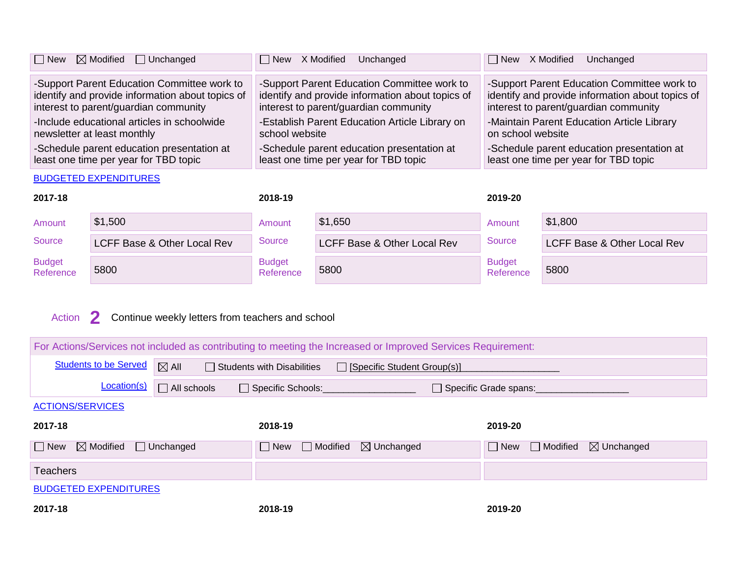| 2017-18 | 2018-19 | 2019-20 |
|---|---|---|
| ☐ New ☒ Modified ☐ Unchanged | ☐ New X Modified Unchanged | ☐ New X Modified Unchanged |
| -Support Parent Education Committee work to identify and provide information about topics of interest to parent/guardian community<br>-Include educational articles in schoolwide newsletter at least monthly<br>-Schedule parent education presentation at least one time per year for TBD topic | -Support Parent Education Committee work to identify and provide information about topics of interest to parent/guardian community<br>-Establish Parent Education Article Library on school website<br>-Schedule parent education presentation at least one time per year for TBD topic | -Support Parent Education Committee work to identify and provide information about topics of interest to parent/guardian community<br>-Maintain Parent Education Article Library on school website<br>-Schedule parent education presentation at least one time per year for TBD topic |

BUDGETED EXPENDITURES

| | 2017-18 | 2018-19 | 2019-20 |
|---|---|---|---|
| Amount | $1,500 | $1,650 | $1,800 |
| Source | LCFF Base & Other Local Rev | LCFF Base & Other Local Rev | LCFF Base & Other Local Rev |
| Budget Reference | 5800 | 5800 | 5800 |

Action **2** Continue weekly letters from teachers and school

For Actions/Services not included as contributing to meeting the Increased or Improved Services Requirement:

| | |
|---|---|
| Students to be Served | ☒ All ☐ Students with Disabilities ☐ [Specific Student Group(s)]__________________ |
| Location(s) | ☐ All schools ☐ Specific Schools:__________________ ☐ Specific Grade spans:__________________ |

ACTIONS/SERVICES

| 2017-18 | 2018-19 | 2019-20 |
|---|---|---|
| ☐ New ☒ Modified ☐ Unchanged | ☐ New ☐ Modified ☒ Unchanged | ☐ New ☐ Modified ☒ Unchanged |
| Teachers | | |

BUDGETED EXPENDITURES

| 2017-18 | 2018-19 | 2019-20 |
|---|---|---|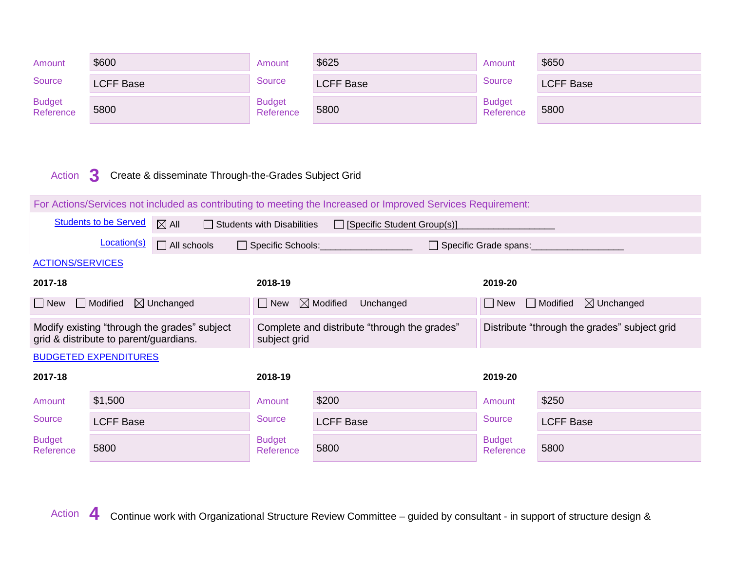| Amount | $600 | Amount | $625 | Amount | $650 |
|---|---|---|---|---|---|
| Source | LCFF Base | Source | LCFF Base | Source | LCFF Base |
| Budget Reference | 5800 | Budget Reference | 5800 | Budget Reference | 5800 |

Action **3** Create & disseminate Through-the-Grades Subject Grid

| For Actions/Services not included as contributing to meeting the Increased or Improved Services Requirement: | |
|---|---|
| Students to be Served | ☒ All ☐ Students with Disabilities ☐ [Specific Student Group(s)]__________________ |
| Location(s) | ☐ All schools ☐ Specific Schools:_________________ ☐ Specific Grade spans:_________________ |

ACTIONS/SERVICES

| 2017-18 | 2018-19 | 2019-20 |
|---|---|---|
| ☐ New ☐ Modified ☒ Unchanged | ☐ New ☒ Modified Unchanged | ☐ New ☐ Modified ☒ Unchanged |
| Modify existing “through the grades” subject grid & distribute to parent/guardians. | Complete and distribute “through the grades” subject grid | Distribute “through the grades” subject grid |

BUDGETED EXPENDITURES

| 2017-18 | | 2018-19 | | 2019-20 | |
|---|---|---|---|---|---|
| Amount | $1,500 | Amount | $200 | Amount | $250 |
| Source | LCFF Base | Source | LCFF Base | Source | LCFF Base |
| Budget Reference | 5800 | Budget Reference | 5800 | Budget Reference | 5800 |

Action **4** Continue work with Organizational Structure Review Committee – guided by consultant - in support of structure design &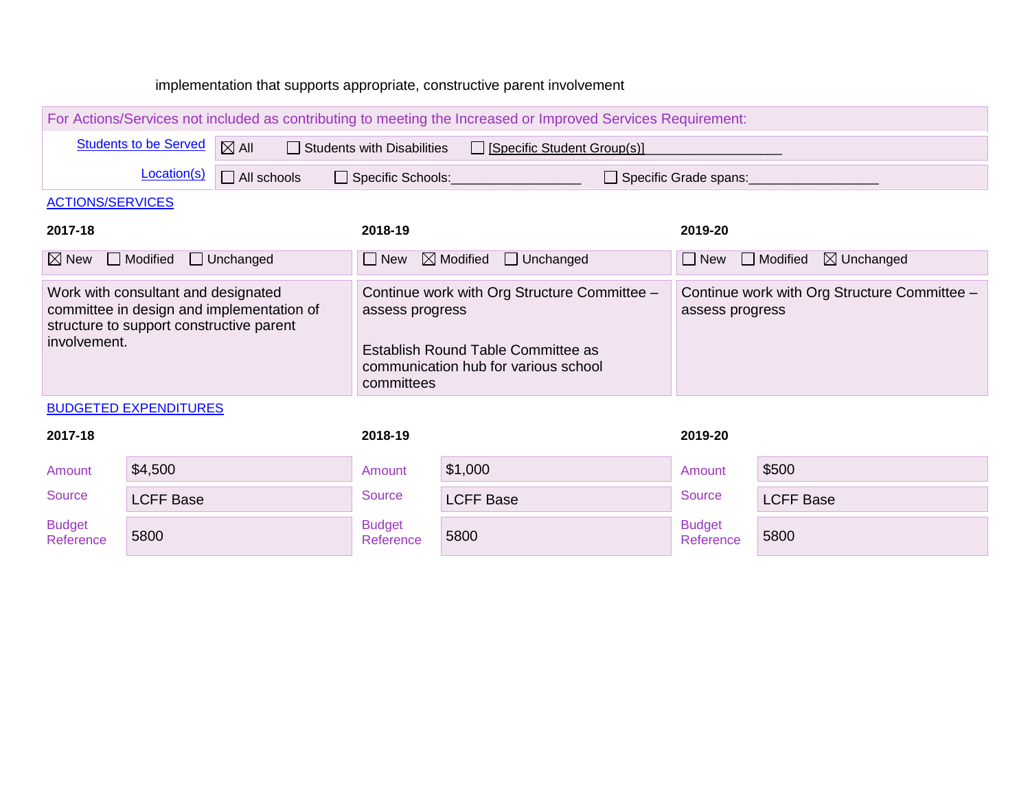implementation that supports appropriate, constructive parent involvement

For Actions/Services not included as contributing to meeting the Increased or Improved Services Requirement:

| Students to be Served | ☒ All ☐ Students with Disabilities ☐ [Specific Student Group(s)]__________________ |
|---|---|
| Location(s) | ☐ All schools ☐ Specific Schools:_________________ ☐ Specific Grade spans:_________________ |

ACTIONS/SERVICES

| 2017-18 | 2018-19 | 2019-20 |
|---|---|---|
| ☒ New ☐ Modified ☐ Unchanged | ☐ New ☒ Modified ☐ Unchanged | ☐ New ☐ Modified ☒ Unchanged |
| Work with consultant and designated committee in design and implementation of structure to support constructive parent involvement. | Continue work with Org Structure Committee – assess progress<br><br>Establish Round Table Committee as communication hub for various school committees | Continue work with Org Structure Committee – assess progress |

BUDGETED EXPENDITURES

| | 2017-18 | | 2018-19 | | 2019-20 |
|---|---|---|---|---|---|
| Amount | $4,500 | Amount | $1,000 | Amount | $500 |
| Source | LCFF Base | Source | LCFF Base | Source | LCFF Base |
| Budget Reference | 5800 | Budget Reference | 5800 | Budget Reference | 5800 |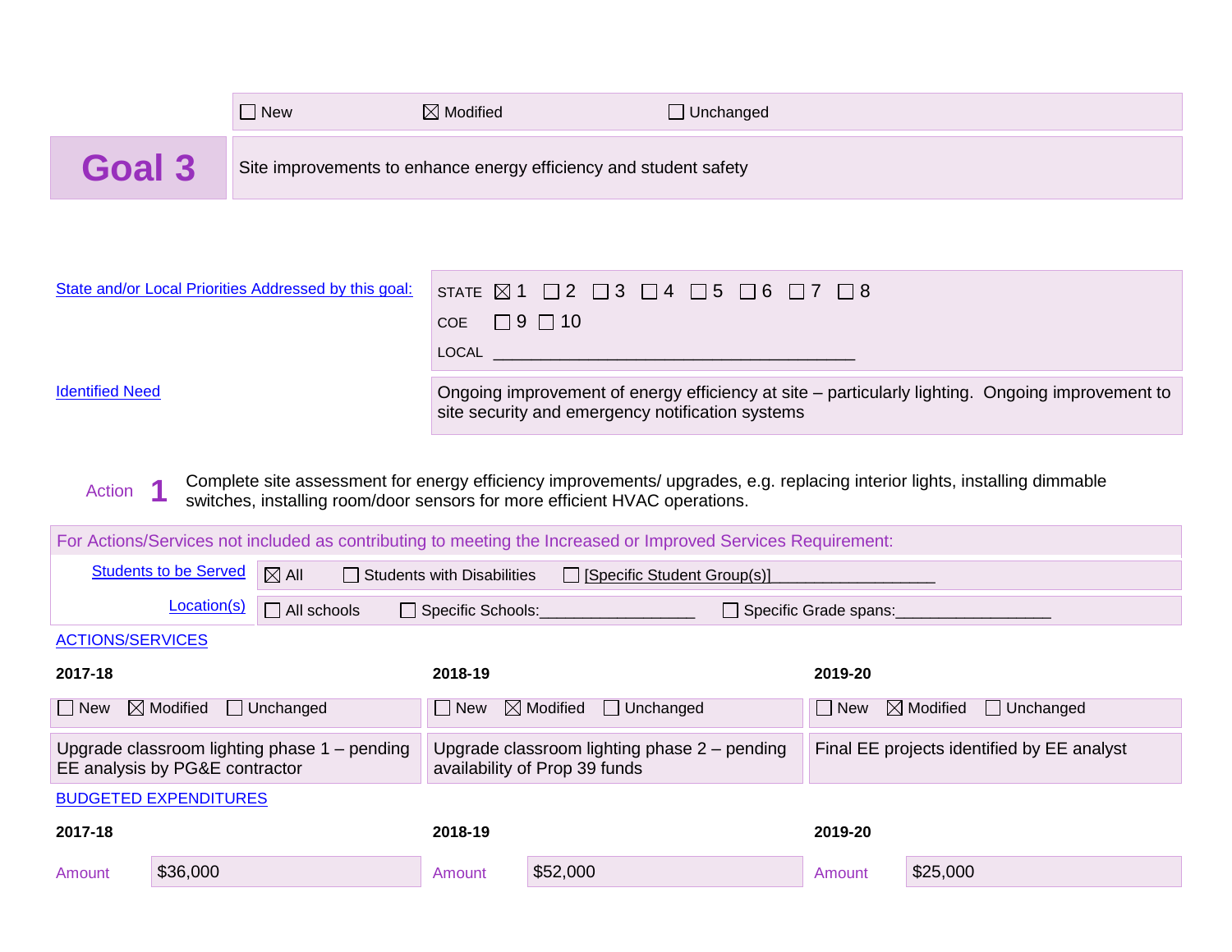☐ New ☒ Modified ☐ Unchanged

## Goal 3

Site improvements to enhance energy efficiency and student safety

State and/or Local Priorities Addressed by this goal:

STATE ☒ 1 ☐ 2 ☐ 3 ☐ 4 ☐ 5 ☐ 6 ☐ 7 ☐ 8

COE ☐ 9 ☐ 10

LOCAL ________________________________________

Identified Need

Ongoing improvement of energy efficiency at site – particularly lighting. Ongoing improvement to site security and emergency notification systems

### Action 1

Complete site assessment for energy efficiency improvements/ upgrades, e.g. replacing interior lights, installing dimmable switches, installing room/door sensors for more efficient HVAC operations.

For Actions/Services not included as contributing to meeting the Increased or Improved Services Requirement:

Students to be Served: ☒ All ☐ Students with Disabilities ☐ [Specific Student Group(s)]__________________

Location(s): ☐ All schools ☐ Specific Schools:_________________ ☐ Specific Grade spans:_________________

ACTIONS/SERVICES

| 2017-18 | 2018-19 | 2019-20 |
|---|---|---|
| ☐ New ☒ Modified ☐ Unchanged | ☐ New ☒ Modified ☐ Unchanged | ☐ New ☒ Modified ☐ Unchanged |
| Upgrade classroom lighting phase 1 – pending EE analysis by PG&E contractor | Upgrade classroom lighting phase 2 – pending availability of Prop 39 funds | Final EE projects identified by EE analyst |

BUDGETED EXPENDITURES

| | 2017-18 | 2018-19 | 2019-20 |
|---|---|---|---|
| Amount | $36,000 | $52,000 | $25,000 |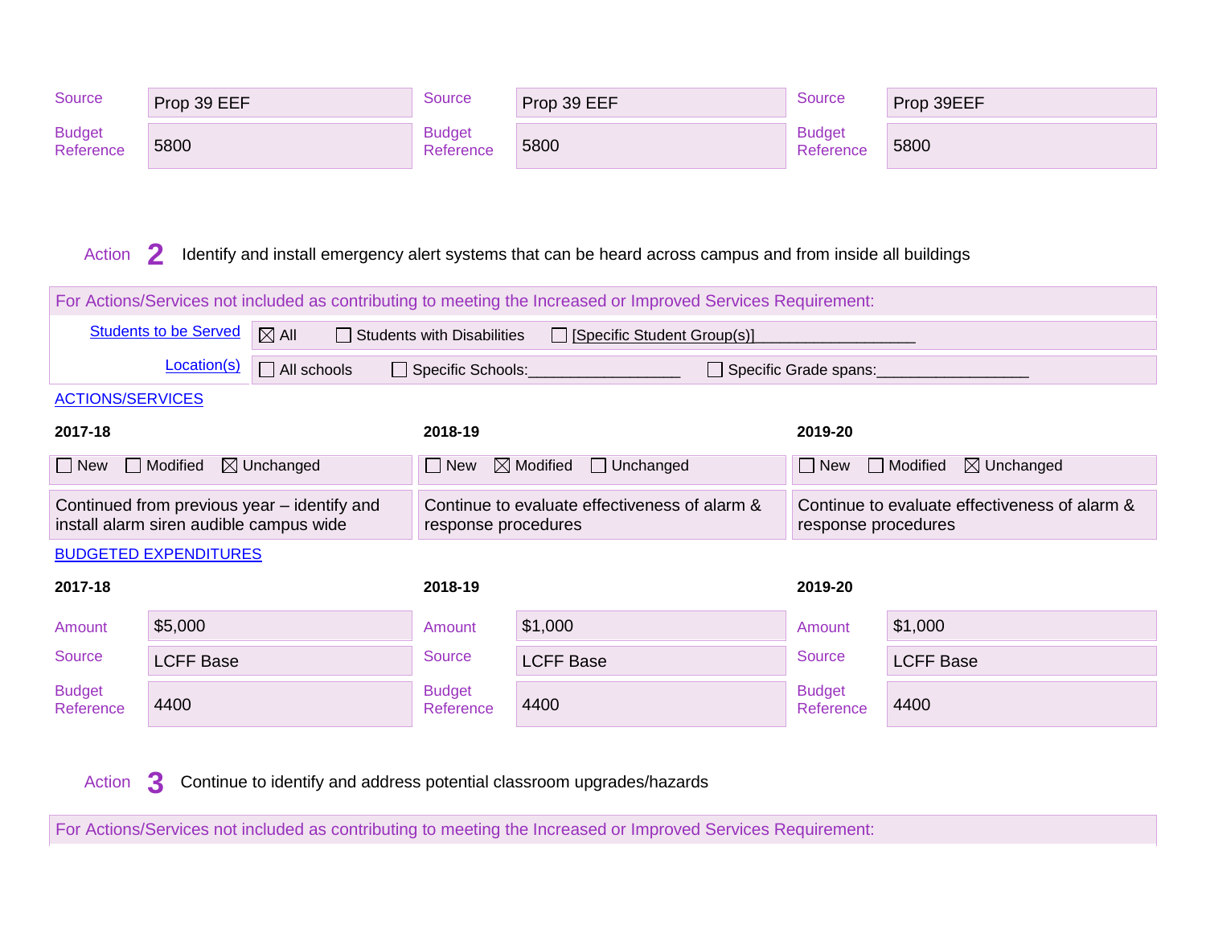| Source | Prop 39 EEF | Source | Prop 39 EEF | Source | Prop 39EEF |
|---|---|---|---|---|---|
| Budget Reference | 5800 | Budget Reference | 5800 | Budget Reference | 5800 |

### Action 2 Identify and install emergency alert systems that can be heard across campus and from inside all buildings

For Actions/Services not included as contributing to meeting the Increased or Improved Services Requirement:

| | |
|---|---|
| Students to be Served | ☒ All ☐ Students with Disabilities ☐ [Specific Student Group(s)]__________________ |
| Location(s) | ☐ All schools ☐ Specific Schools:__________________ ☐ Specific Grade spans:__________________ |

ACTIONS/SERVICES

| 2017-18 | 2018-19 | 2019-20 |
|---|---|---|
| ☐ New ☐ Modified ☒ Unchanged | ☐ New ☒ Modified ☐ Unchanged | ☐ New ☐ Modified ☒ Unchanged |
| Continued from previous year – identify and install alarm siren audible campus wide | Continue to evaluate effectiveness of alarm & response procedures | Continue to evaluate effectiveness of alarm & response procedures |

BUDGETED EXPENDITURES

| 2017-18 | | 2018-19 | | 2019-20 | |
|---|---|---|---|---|---|
| Amount | $5,000 | Amount | $1,000 | Amount | $1,000 |
| Source | LCFF Base | Source | LCFF Base | Source | LCFF Base |
| Budget Reference | 4400 | Budget Reference | 4400 | Budget Reference | 4400 |

### Action 3 Continue to identify and address potential classroom upgrades/hazards

For Actions/Services not included as contributing to meeting the Increased or Improved Services Requirement: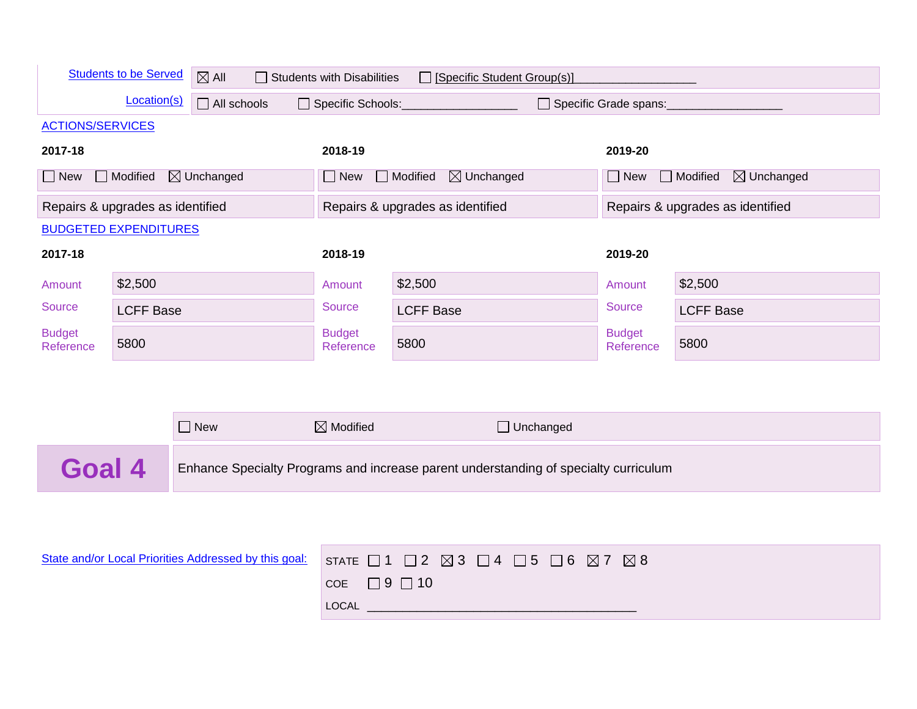| Students to be Served | ☒ All ☐ Students with Disabilities ☐ [Specific Student Group(s)]__________________ |
|---|---|
| Location(s) | ☐ All schools ☐ Specific Schools:_________________ ☐ Specific Grade spans:_________________ |

ACTIONS/SERVICES

| 2017-18 | 2018-19 | 2019-20 |
|---|---|---|
| ☐ New ☐ Modified ☒ Unchanged | ☐ New ☐ Modified ☒ Unchanged | ☐ New ☐ Modified ☒ Unchanged |
| Repairs & upgrades as identified | Repairs & upgrades as identified | Repairs & upgrades as identified |

BUDGETED EXPENDITURES

| 2017-18 | | 2018-19 | | 2019-20 | |
|---|---|---|---|---|---|
| Amount | $2,500 | Amount | $2,500 | Amount | $2,500 |
| Source | LCFF Base | Source | LCFF Base | Source | LCFF Base |
| Budget Reference | 5800 | Budget Reference | 5800 | Budget Reference | 5800 |

☐ New ☒ Modified ☐ Unchanged

## Goal 4

Enhance Specialty Programs and increase parent understanding of specialty curriculum

State and/or Local Priorities Addressed by this goal:

STATE ☐ 1 ☐ 2 ☒ 3 ☐ 4 ☐ 5 ☐ 6 ☒ 7 ☒ 8

COE ☐ 9 ☐ 10

LOCAL ________________________________________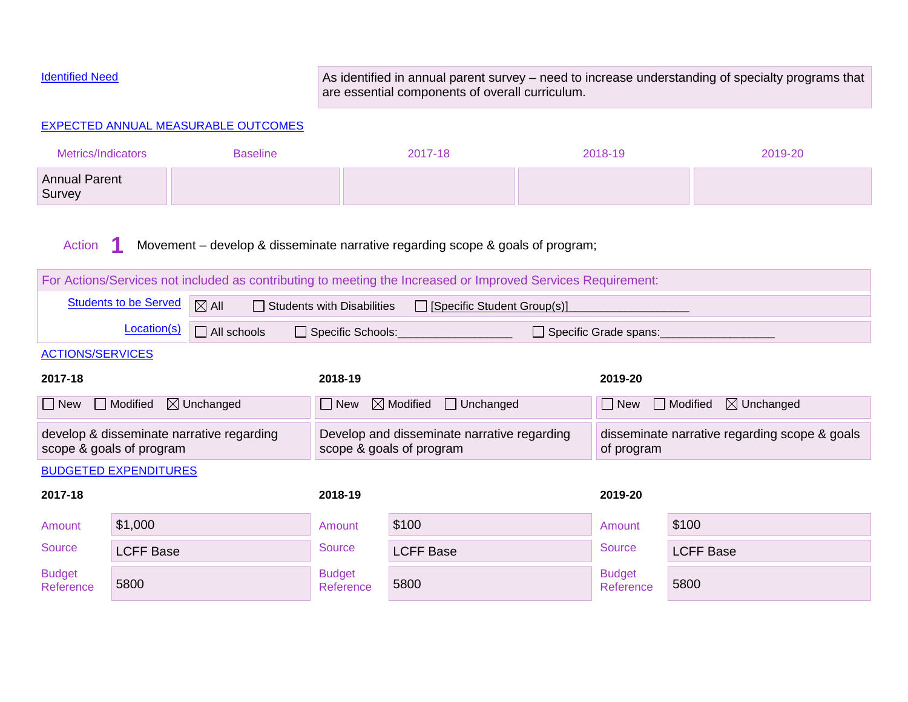Identified Need

As identified in annual parent survey – need to increase understanding of specialty programs that are essential components of overall curriculum.

EXPECTED ANNUAL MEASURABLE OUTCOMES

| Metrics/Indicators | Baseline | 2017-18 | 2018-19 | 2019-20 |
|---|---|---|---|---|
| Annual Parent Survey | | | | |

Action **1** Movement – develop & disseminate narrative regarding scope & goals of program;

For Actions/Services not included as contributing to meeting the Increased or Improved Services Requirement:

| | |
|---|---|
| Students to be Served | ☒ All ☐ Students with Disabilities ☐ [Specific Student Group(s)]__________________ |
| Location(s) | ☐ All schools ☐ Specific Schools:_________________ ☐ Specific Grade spans:_________________ |

ACTIONS/SERVICES

| 2017-18 | 2018-19 | 2019-20 |
|---|---|---|
| ☐ New ☐ Modified ☒ Unchanged | ☐ New ☒ Modified ☐ Unchanged | ☐ New ☐ Modified ☒ Unchanged |
| develop & disseminate narrative regarding scope & goals of program | Develop and disseminate narrative regarding scope & goals of program | disseminate narrative regarding scope & goals of program |

BUDGETED EXPENDITURES

| | 2017-18 | 2018-19 | 2019-20 |
|---|---|---|---|
| Amount | $1,000 | $100 | $100 |
| Source | LCFF Base | LCFF Base | LCFF Base |
| Budget Reference | 5800 | 5800 | 5800 |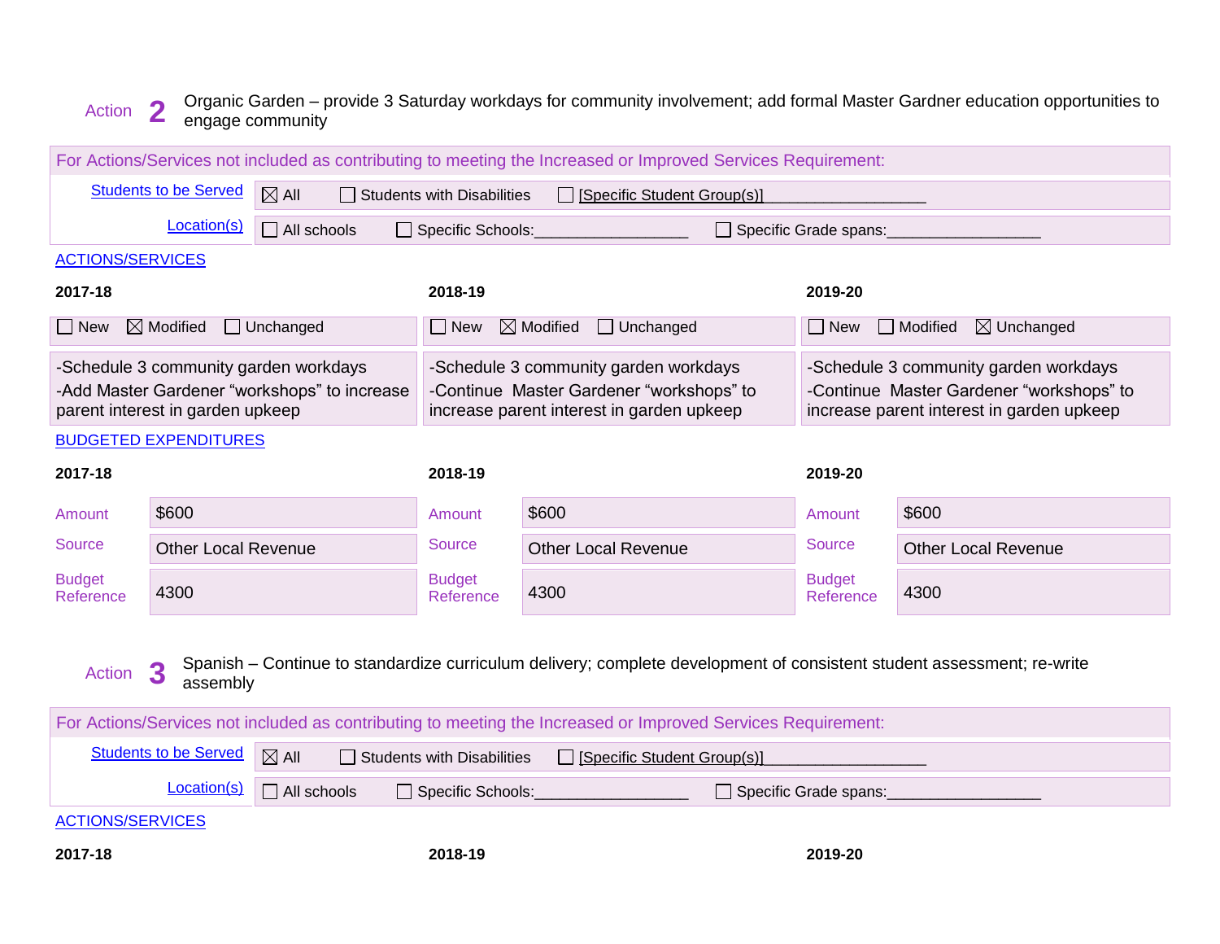Action **2** Organic Garden – provide 3 Saturday workdays for community involvement; add formal Master Gardner education opportunities to engage community

For Actions/Services not included as contributing to meeting the Increased or Improved Services Requirement:

| | |
|---|---|
| Students to be Served | ☒ All ☐ Students with Disabilities ☐ [Specific Student Group(s)]__________________ |
| Location(s) | ☐ All schools ☐ Specific Schools:__________________ ☐ Specific Grade spans:__________________ |

ACTIONS/SERVICES

| 2017-18 | 2018-19 | 2019-20 |
|---|---|---|
| ☐ New ☒ Modified ☐ Unchanged | ☐ New ☒ Modified ☐ Unchanged | ☐ New ☐ Modified ☒ Unchanged |
| -Schedule 3 community garden workdays<br>-Add Master Gardener "workshops" to increase parent interest in garden upkeep | -Schedule 3 community garden workdays<br>-Continue Master Gardener "workshops" to increase parent interest in garden upkeep | -Schedule 3 community garden workdays<br>-Continue Master Gardener "workshops" to increase parent interest in garden upkeep |

BUDGETED EXPENDITURES

| | 2017-18 | 2018-19 | 2019-20 |
|---|---|---|---|
| Amount | $600 | $600 | $600 |
| Source | Other Local Revenue | Other Local Revenue | Other Local Revenue |
| Budget Reference | 4300 | 4300 | 4300 |

Action **3** Spanish – Continue to standardize curriculum delivery; complete development of consistent student assessment; re-write assembly

For Actions/Services not included as contributing to meeting the Increased or Improved Services Requirement:

| | |
|---|---|
| Students to be Served | ☒ All ☐ Students with Disabilities ☐ [Specific Student Group(s)]__________________ |
| Location(s) | ☐ All schools ☐ Specific Schools:__________________ ☐ Specific Grade spans:__________________ |

ACTIONS/SERVICES

| 2017-18 | 2018-19 | 2019-20 |
|---|---|---|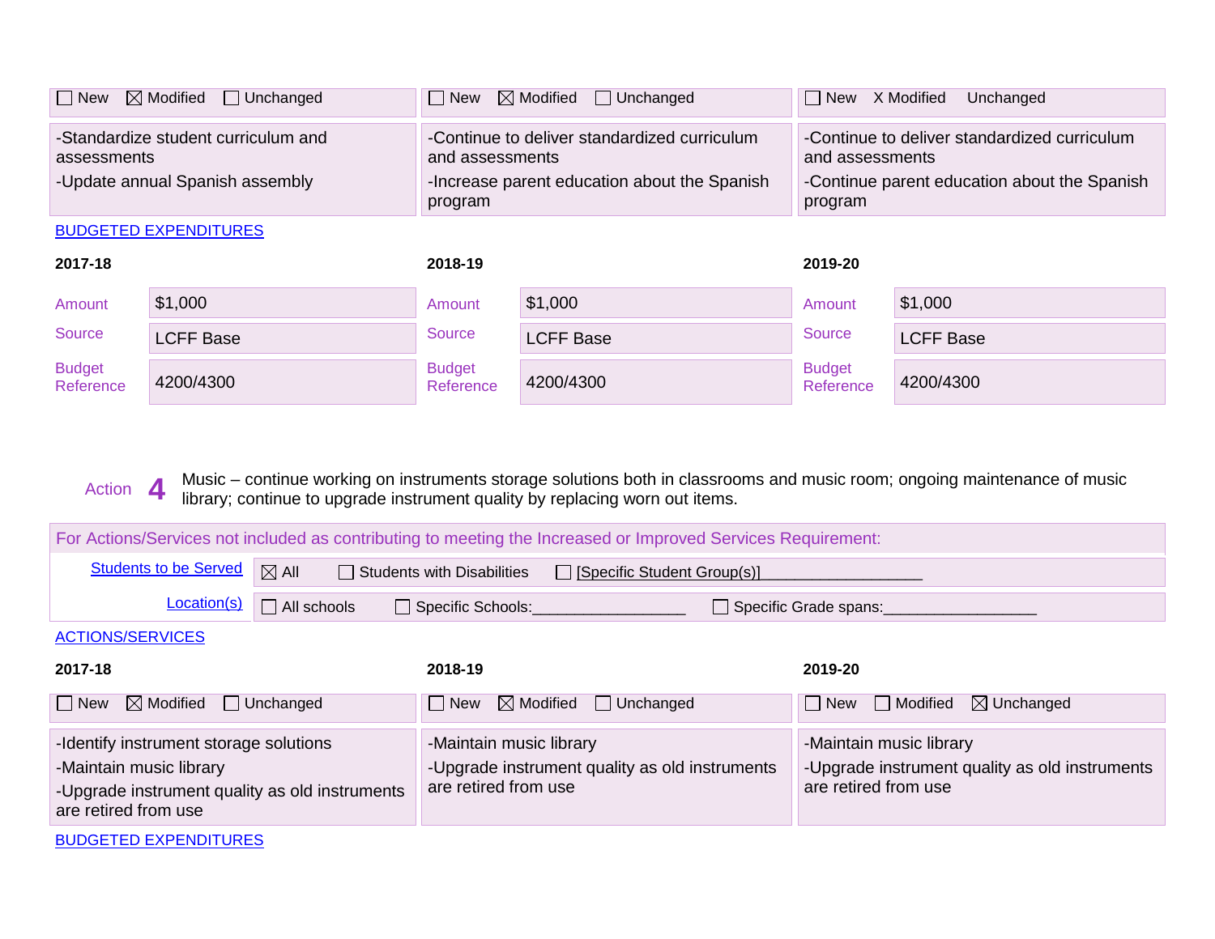| 2017-18 | 2018-19 | 2019-20 |
|---|---|---|
| ☐ New ☒ Modified ☐ Unchanged | ☐ New ☒ Modified ☐ Unchanged | ☐ New X Modified Unchanged |
| -Standardize student curriculum and assessments<br>-Update annual Spanish assembly | -Continue to deliver standardized curriculum and assessments<br>-Increase parent education about the Spanish program | -Continue to deliver standardized curriculum and assessments<br>-Continue parent education about the Spanish program |

BUDGETED EXPENDITURES

| | 2017-18 | | 2018-19 | | 2019-20 |
|---|---|---|---|---|---|
| Amount | $1,000 | Amount | $1,000 | Amount | $1,000 |
| Source | LCFF Base | Source | LCFF Base | Source | LCFF Base |
| Budget Reference | 4200/4300 | Budget Reference | 4200/4300 | Budget Reference | 4200/4300 |

Action **4** Music – continue working on instruments storage solutions both in classrooms and music room; ongoing maintenance of music library; continue to upgrade instrument quality by replacing worn out items.

For Actions/Services not included as contributing to meeting the Increased or Improved Services Requirement:

| | |
|---|---|
| Students to be Served | ☒ All ☐ Students with Disabilities ☐ [Specific Student Group(s)]___________________ |
| Location(s) | ☐ All schools ☐ Specific Schools:_________________ ☐ Specific Grade spans:_________________ |

ACTIONS/SERVICES

| 2017-18 | 2018-19 | 2019-20 |
|---|---|---|
| ☐ New ☒ Modified ☐ Unchanged | ☐ New ☒ Modified ☐ Unchanged | ☐ New ☐ Modified ☒ Unchanged |
| -Identify instrument storage solutions<br>-Maintain music library<br>-Upgrade instrument quality as old instruments are retired from use | -Maintain music library<br>-Upgrade instrument quality as old instruments are retired from use | -Maintain music library<br>-Upgrade instrument quality as old instruments are retired from use |

BUDGETED EXPENDITURES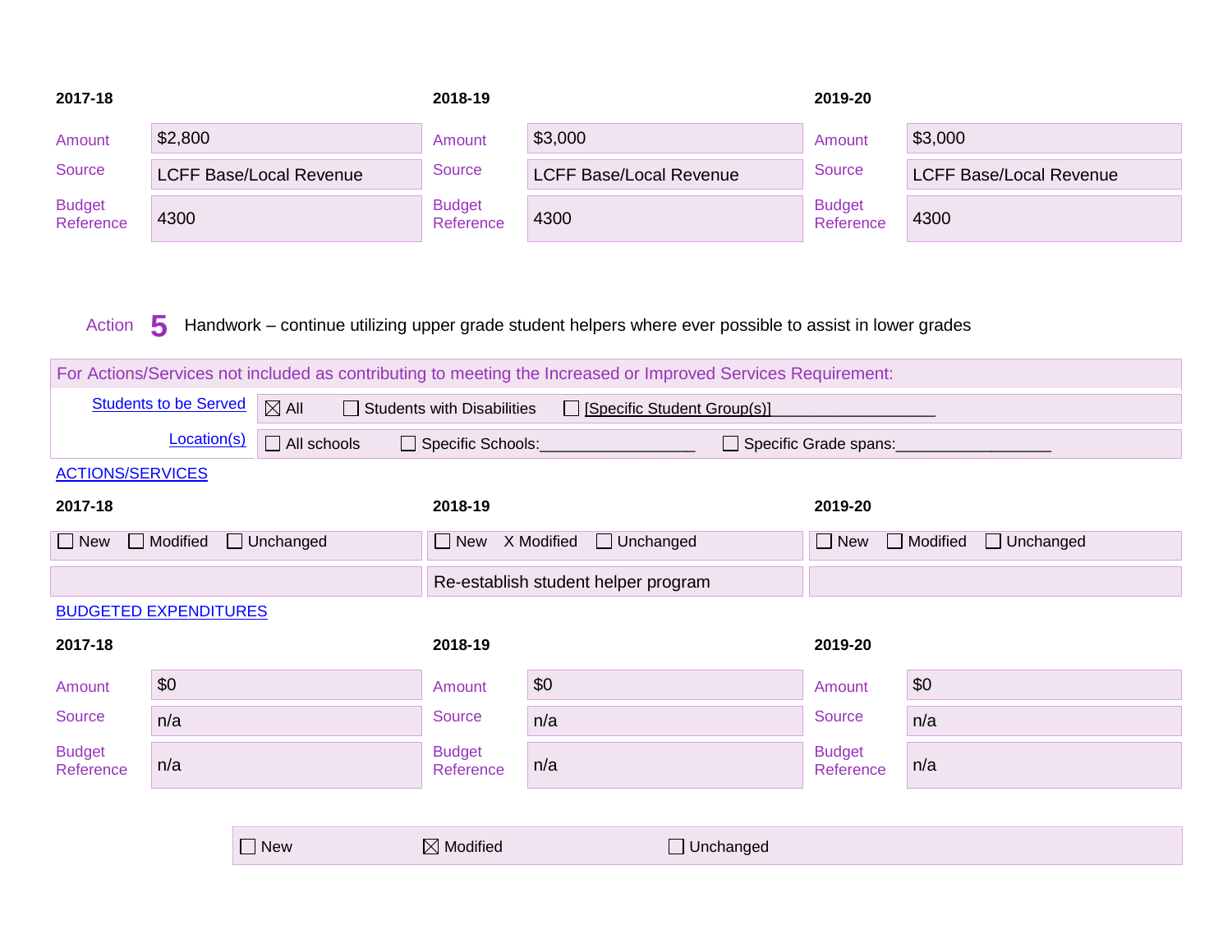| 2017-18 | | 2018-19 | | 2019-20 | |
|---|---|---|---|---|---|
| Amount | $2,800 | Amount | $3,000 | Amount | $3,000 |
| Source | LCFF Base/Local Revenue | Source | LCFF Base/Local Revenue | Source | LCFF Base/Local Revenue |
| Budget Reference | 4300 | Budget Reference | 4300 | Budget Reference | 4300 |

Action **5** Handwork – continue utilizing upper grade student helpers where ever possible to assist in lower grades

For Actions/Services not included as contributing to meeting the Increased or Improved Services Requirement:

| | |
|---|---|
| Students to be Served | ☒ All ☐ Students with Disabilities ☐ [Specific Student Group(s)]__________________ |
| Location(s) | ☐ All schools ☐ Specific Schools:_________________ ☐ Specific Grade spans:_________________ |

ACTIONS/SERVICES

| 2017-18 | 2018-19 | 2019-20 |
|---|---|---|
| ☐ New ☐ Modified ☐ Unchanged | ☐ New X Modified ☐ Unchanged | ☐ New ☐ Modified ☐ Unchanged |
| | Re-establish student helper program | |

BUDGETED EXPENDITURES

| 2017-18 | | 2018-19 | | 2019-20 | |
|---|---|---|---|---|---|
| Amount | $0 | Amount | $0 | Amount | $0 |
| Source | n/a | Source | n/a | Source | n/a |
| Budget Reference | n/a | Budget Reference | n/a | Budget Reference | n/a |

☐ New ☒ Modified ☐ Unchanged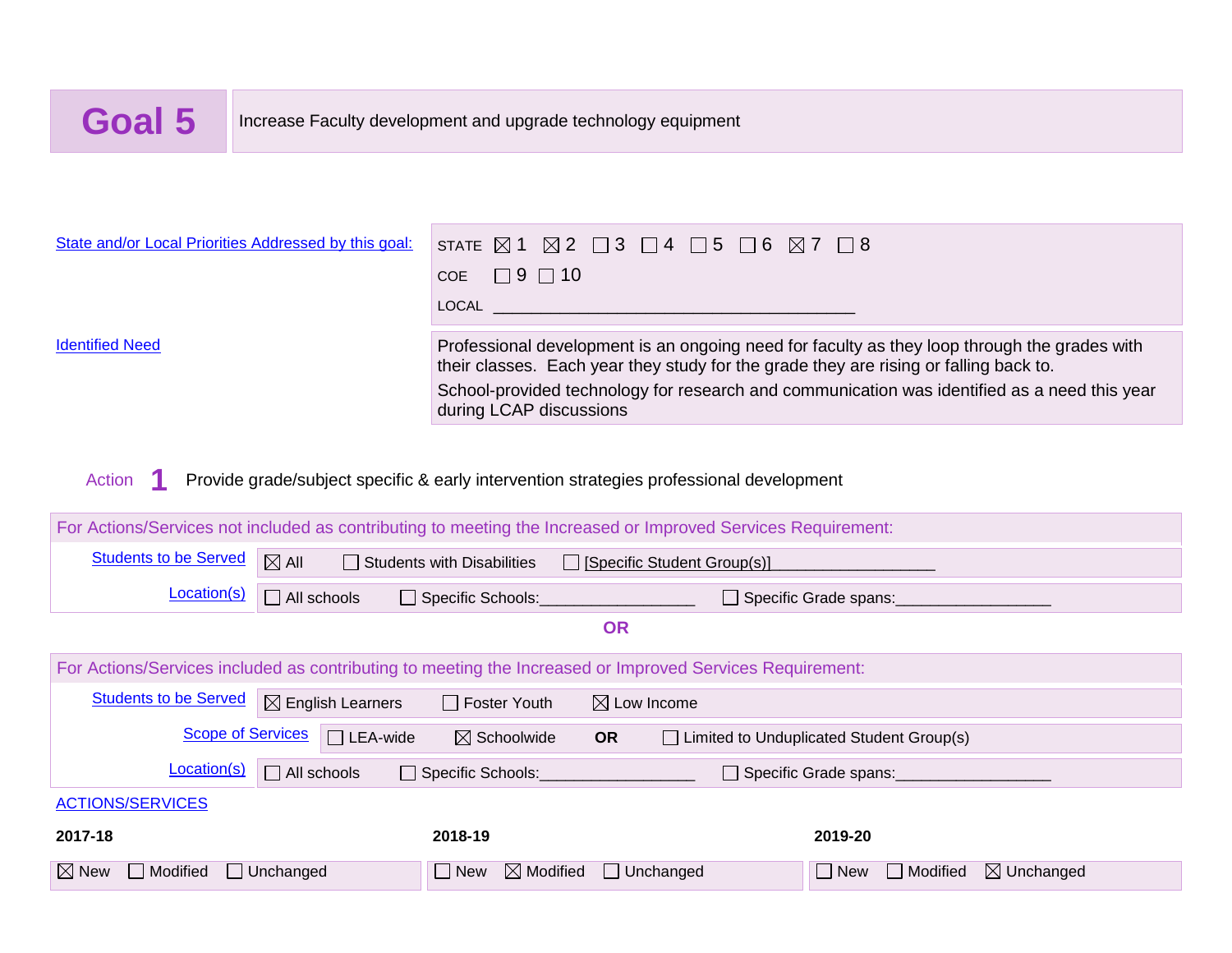## Goal 5

Increase Faculty development and upgrade technology equipment

| State and/or Local Priorities Addressed by this goal: | STATE ☒ 1 ☒ 2 ☐ 3 ☐ 4 ☐ 5 ☐ 6 ☒ 7 ☐ 8<br>COE ☐ 9 ☐ 10<br>LOCAL ______________________________________ |
|---|---|
| Identified Need | Professional development is an ongoing need for faculty as they loop through the grades with their classes. Each year they study for the grade they are rising or falling back to.<br>School-provided technology for research and communication was identified as a need this year during LCAP discussions |

**Action 1** Provide grade/subject specific & early intervention strategies professional development

For Actions/Services not included as contributing to meeting the Increased or Improved Services Requirement:

| | |
|---|---|
| Students to be Served | ☒ All ☐ Students with Disabilities ☐ [Specific Student Group(s)]__________________ |
| Location(s) | ☐ All schools ☐ Specific Schools:_________________ ☐ Specific Grade spans:_________________ |

**OR**

For Actions/Services included as contributing to meeting the Increased or Improved Services Requirement:

| | |
|---|---|
| Students to be Served | ☒ English Learners ☐ Foster Youth ☒ Low Income |
| Scope of Services | ☐ LEA-wide ☒ Schoolwide **OR** ☐ Limited to Unduplicated Student Group(s) |
| Location(s) | ☐ All schools ☐ Specific Schools:_________________ ☐ Specific Grade spans:_________________ |

ACTIONS/SERVICES

| 2017-18 | 2018-19 | 2019-20 |
|---|---|---|
| ☒ New ☐ Modified ☐ Unchanged | ☐ New ☒ Modified ☐ Unchanged | ☐ New ☐ Modified ☒ Unchanged |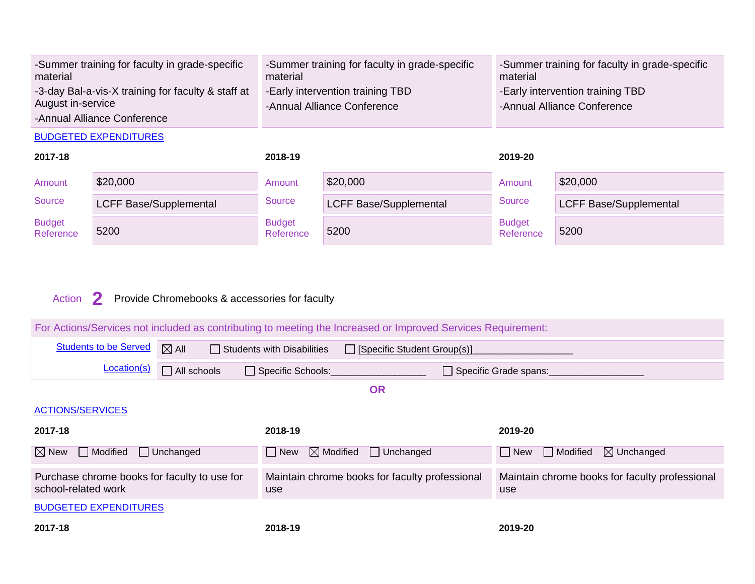| 2017-18 | 2018-19 | 2019-20 |
|---|---|---|
| -Summer training for faculty in grade-specific material<br>-3-day Bal-a-vis-X training for faculty & staff at August in-service<br>-Annual Alliance Conference | -Summer training for faculty in grade-specific material<br>-Early intervention training TBD<br>-Annual Alliance Conference | -Summer training for faculty in grade-specific material<br>-Early intervention training TBD<br>-Annual Alliance Conference |

BUDGETED EXPENDITURES

| | 2017-18 | | 2018-19 | | 2019-20 |
|---|---|---|---|---|---|
| Amount | $20,000 | Amount | $20,000 | Amount | $20,000 |
| Source | LCFF Base/Supplemental | Source | LCFF Base/Supplemental | Source | LCFF Base/Supplemental |
| Budget Reference | 5200 | Budget Reference | 5200 | Budget Reference | 5200 |

Action **2** Provide Chromebooks & accessories for faculty

For Actions/Services not included as contributing to meeting the Increased or Improved Services Requirement:

| | |
|---|---|
| Students to be Served | ☒ All ☐ Students with Disabilities ☐ [Specific Student Group(s)]__________________ |
| Location(s) | ☐ All schools ☐ Specific Schools:_________________ ☐ Specific Grade spans:_________________ |

**OR**

ACTIONS/SERVICES

| 2017-18 | 2018-19 | 2019-20 |
|---|---|---|
| ☒ New ☐ Modified ☐ Unchanged | ☐ New ☒ Modified ☐ Unchanged | ☐ New ☐ Modified ☒ Unchanged |
| Purchase chrome books for faculty to use for school-related work | Maintain chrome books for faculty professional use | Maintain chrome books for faculty professional use |

BUDGETED EXPENDITURES

**2017-18** **2018-19** **2019-20**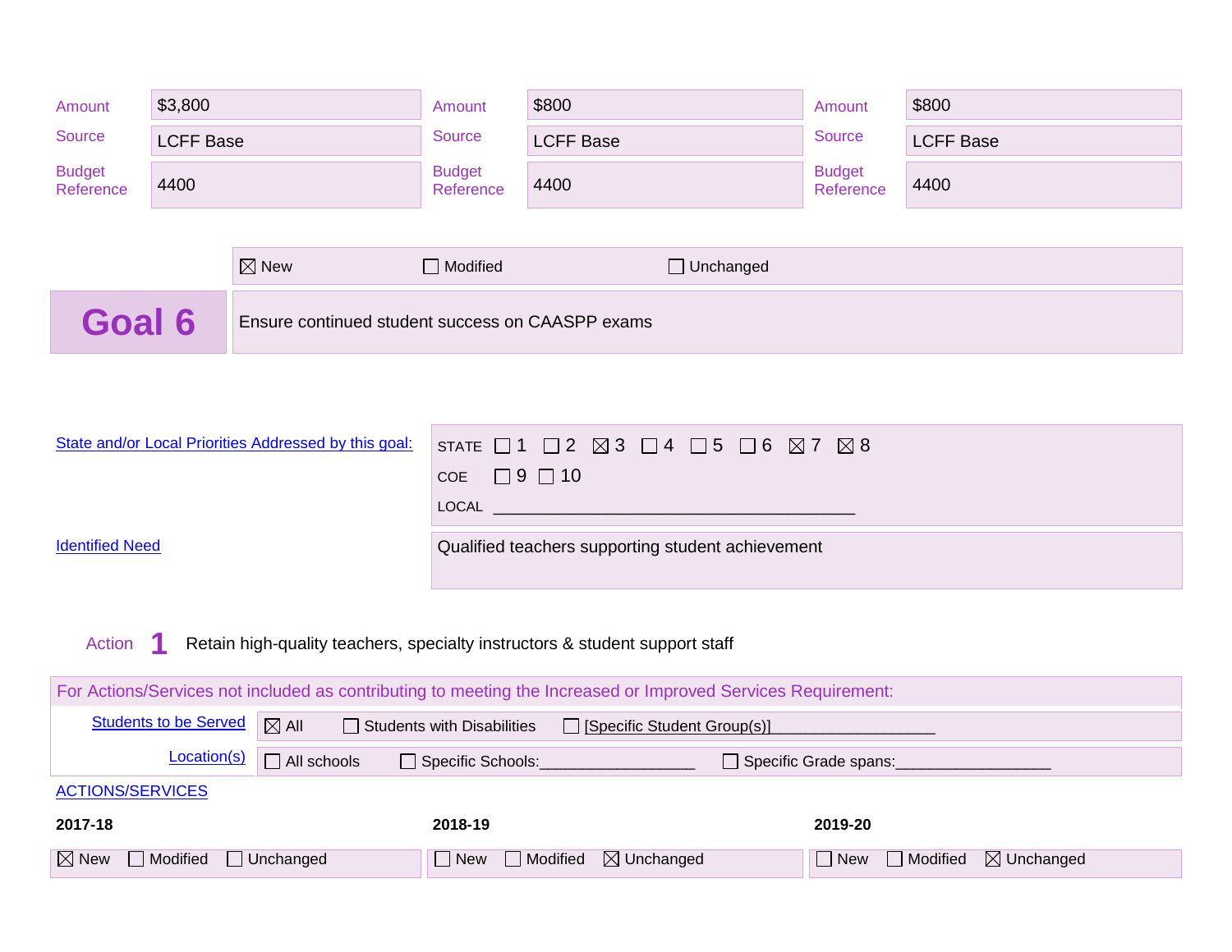| Amount | $3,800 | Amount | $800 | Amount | $800 |
|---|---|---|---|---|---|
| Source | LCFF Base | Source | LCFF Base | Source | LCFF Base |
| Budget Reference | 4400 | Budget Reference | 4400 | Budget Reference | 4400 |

☒ New ☐ Modified ☐ Unchanged

## Goal 6

Ensure continued student success on CAASPP exams

| | |
|---|---|
| State and/or Local Priorities Addressed by this goal: | STATE ☐ 1 ☐ 2 ☒ 3 ☐ 4 ☐ 5 ☐ 6 ☒ 7 ☒ 8<br>COE ☐ 9 ☐ 10<br>LOCAL ________________________________________ |
| Identified Need | Qualified teachers supporting student achievement |

Action **1** Retain high-quality teachers, specialty instructors & student support staff

For Actions/Services not included as contributing to meeting the Increased or Improved Services Requirement:

| | |
|---|---|
| Students to be Served | ☒ All ☐ Students with Disabilities ☐ [Specific Student Group(s)]__________________ |
| Location(s) | ☐ All schools ☐ Specific Schools:_________________ ☐ Specific Grade spans:_________________ |

ACTIONS/SERVICES

| 2017-18 | 2018-19 | 2019-20 |
|---|---|---|
| ☒ New ☐ Modified ☐ Unchanged | ☐ New ☐ Modified ☒ Unchanged | ☐ New ☐ Modified ☒ Unchanged |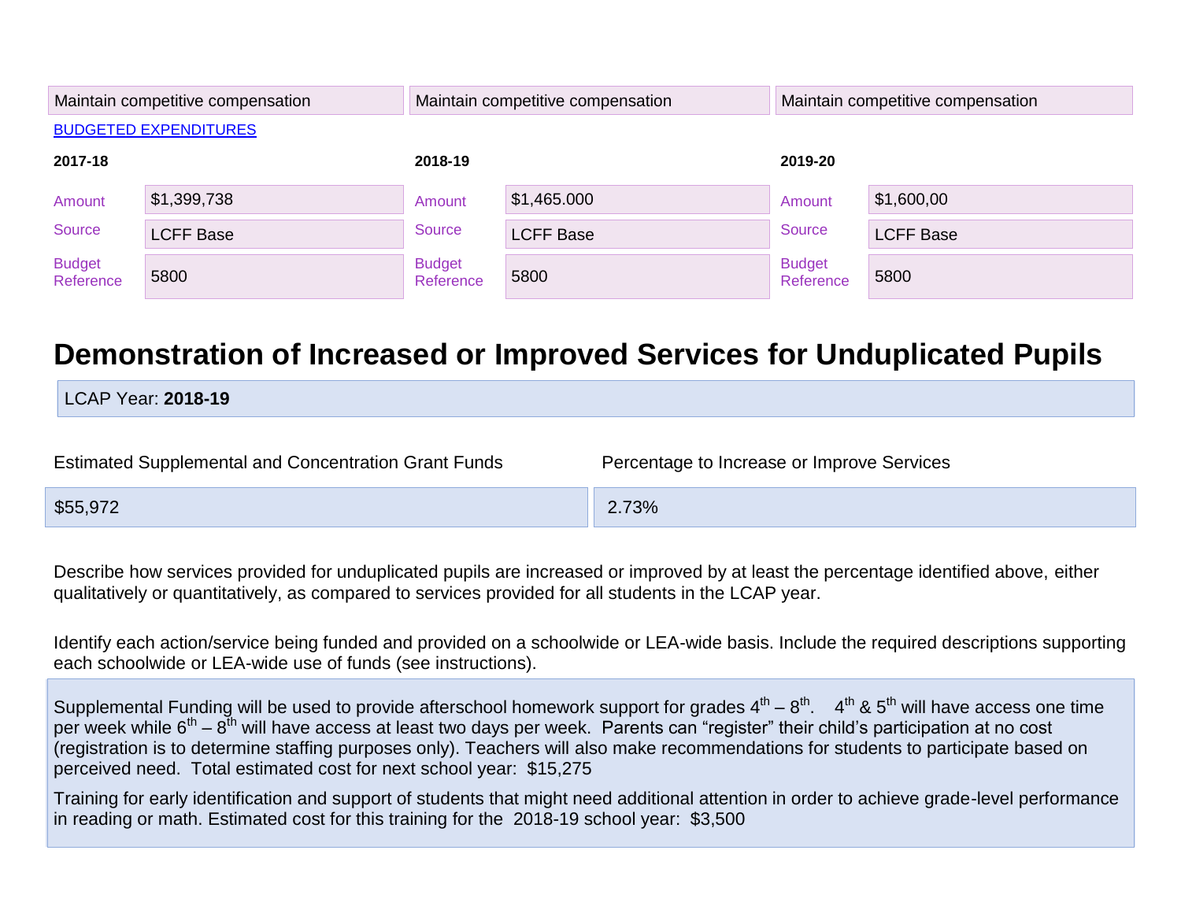| Maintain competitive compensation | Maintain competitive compensation | Maintain competitive compensation |
|---|---|---|

BUDGETED EXPENDITURES

| | 2017-18 | | 2018-19 | | 2019-20 |
|---|---|---|---|---|---|
| Amount | $1,399,738 | Amount | $1,465.000 | Amount | $1,600,00 |
| Source | LCFF Base | Source | LCFF Base | Source | LCFF Base |
| Budget Reference | 5800 | Budget Reference | 5800 | Budget Reference | 5800 |

# Demonstration of Increased or Improved Services for Unduplicated Pupils

LCAP Year: **2018-19**

| Estimated Supplemental and Concentration Grant Funds | Percentage to Increase or Improve Services |
|---|---|
| $55,972 | 2.73% |

Describe how services provided for unduplicated pupils are increased or improved by at least the percentage identified above, either qualitatively or quantitatively, as compared to services provided for all students in the LCAP year.

Identify each action/service being funded and provided on a schoolwide or LEA-wide basis. Include the required descriptions supporting each schoolwide or LEA-wide use of funds (see instructions).

Supplemental Funding will be used to provide afterschool homework support for grades 4th – 8th. 4th & 5th will have access one time per week while 6th – 8th will have access at least two days per week. Parents can "register" their child's participation at no cost (registration is to determine staffing purposes only). Teachers will also make recommendations for students to participate based on perceived need. Total estimated cost for next school year: $15,275

Training for early identification and support of students that might need additional attention in order to achieve grade-level performance in reading or math. Estimated cost for this training for the 2018-19 school year: $3,500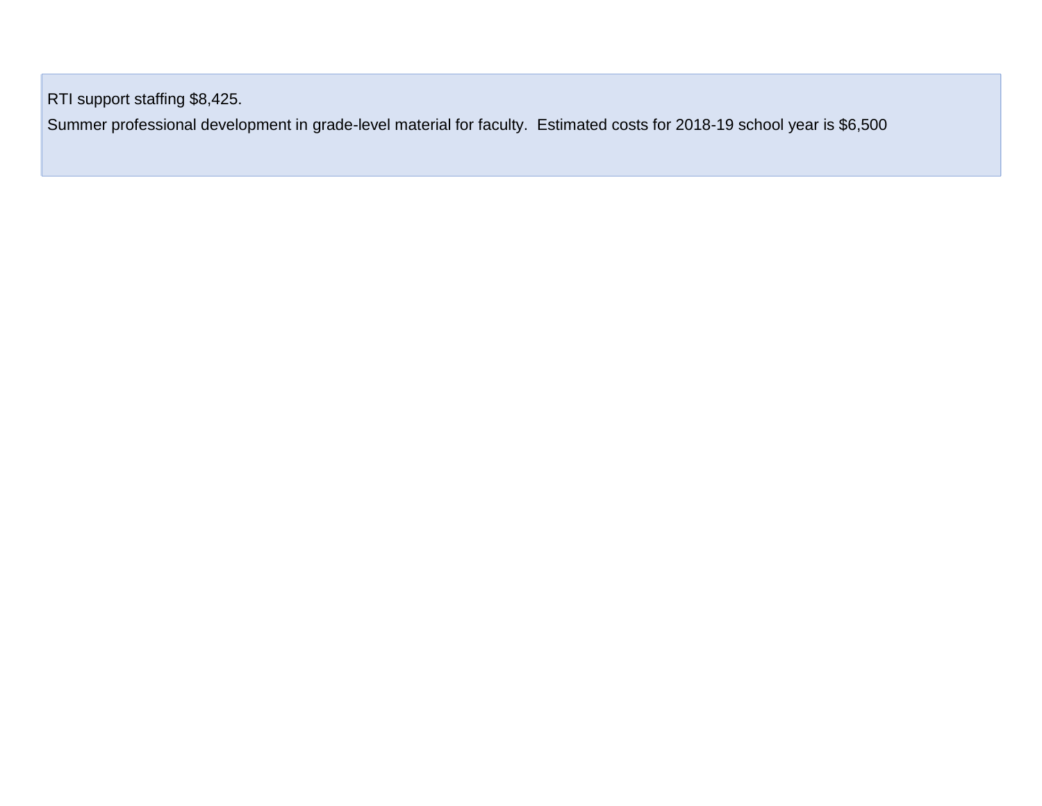RTI support staffing $8,425.

Summer professional development in grade-level material for faculty.  Estimated costs for 2018-19 school year is $6,500